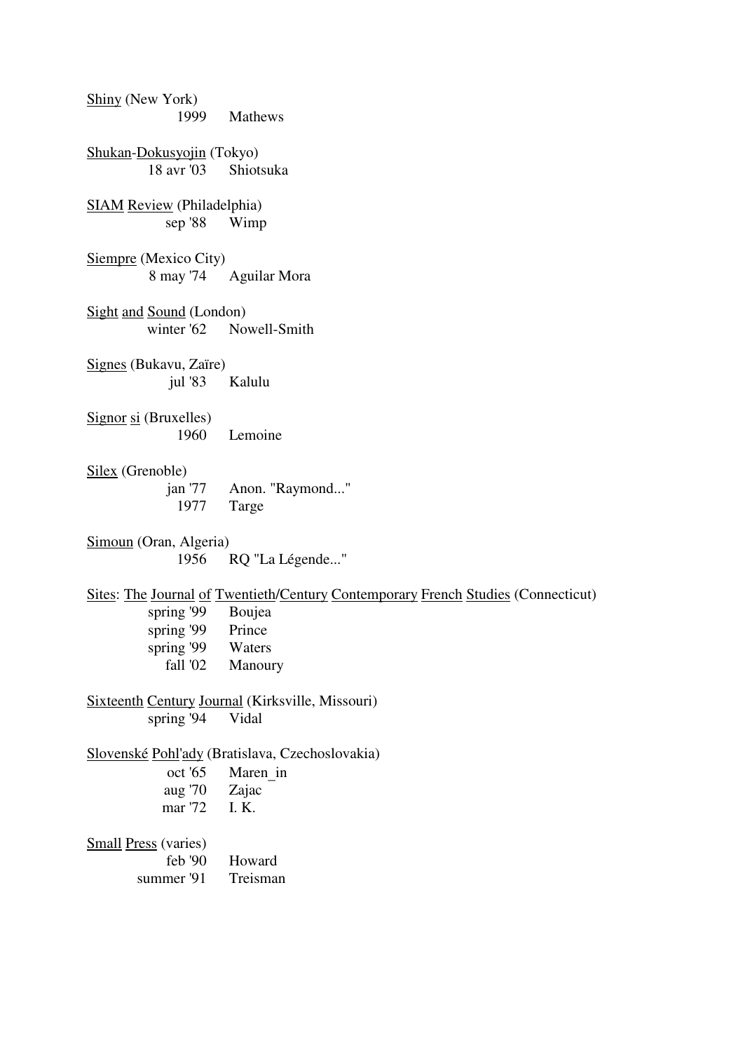<u>Shiny</u> (New York)

| | |
|---|---|
| 1999 | Mathews |

<u>Shukan</u>-<u>Dokusyojin</u> (Tokyo)

| | |
|---|---|
| 18 avr '03 | Shiotsuka |

<u>SIAM</u> <u>Review</u> (Philadelphia)

| | |
|---|---|
| sep '88 | Wimp |

<u>Siempre</u> (Mexico City)

| | |
|---|---|
| 8 may '74 | Aguilar Mora |

<u>Sight</u> <u>and</u> <u>Sound</u> (London)

| | |
|---|---|
| winter '62 | Nowell-Smith |

<u>Signes</u> (Bukavu, Zaïre)

| | |
|---|---|
| jul '83 | Kalulu |

<u>Signor</u> <u>si</u> (Bruxelles)

| | |
|---|---|
| 1960 | Lemoine |

<u>Silex</u> (Grenoble)

| | |
|---|---|
| jan '77 | Anon. "Raymond..." |
| 1977 | Targe |

<u>Simoun</u> (Oran, Algeria)

| | |
|---|---|
| 1956 | RQ "La Légende..." |

<u>Sites</u>: <u>The</u> <u>Journal</u> <u>of</u> <u>Twentieth</u>/<u>Century</u> <u>Contemporary</u> <u>French</u> <u>Studies</u> (Connecticut)

| | |
|---|---|
| spring '99 | Boujea |
| spring '99 | Prince |
| spring '99 | Waters |
| fall '02 | Manoury |

<u>Sixteenth</u> <u>Century</u> <u>Journal</u> (Kirksville, Missouri)

| | |
|---|---|
| spring '94 | Vidal |

<u>Slovenské</u> <u>Pohl'ady</u> (Bratislava, Czechoslovakia)

| | |
|---|---|
| oct '65 | Maren_in |
| aug '70 | Zajac |
| mar '72 | I. K. |

<u>Small</u> <u>Press</u> (varies)

| | |
|---|---|
| feb '90 | Howard |
| summer '91 | Treisman |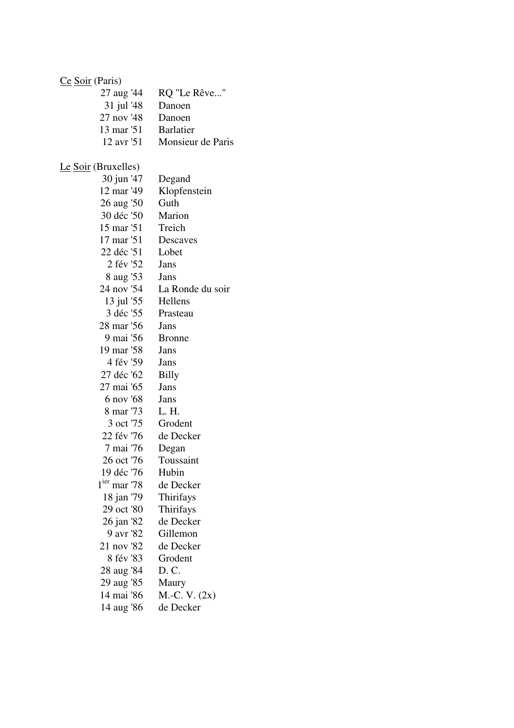<u>Ce</u> <u>Soir</u> (Paris)

| | |
|---|---|
| 27 aug '44 | RQ "Le Rêve..." |
| 31 jul '48 | Danoen |
| 27 nov '48 | Danoen |
| 13 mar '51 | Barlatier |
| 12 avr '51 | Monsieur de Paris |

<u>Le</u> <u>Soir</u> (Bruxelles)

| | |
|---|---|
| 30 jun '47 | Degand |
| 12 mar '49 | Klopfenstein |
| 26 aug '50 | Guth |
| 30 déc '50 | Marion |
| 15 mar '51 | Treich |
| 17 mar '51 | Descaves |
| 22 déc '51 | Lobet |
| 2 fév '52 | Jans |
| 8 aug '53 | Jans |
| 24 nov '54 | La Ronde du soir |
| 13 jul '55 | Hellens |
| 3 déc '55 | Prasteau |
| 28 mar '56 | Jans |
| 9 mai '56 | Bronne |
| 19 mar '58 | Jans |
| 4 fév '59 | Jans |
| 27 déc '62 | Billy |
| 27 mai '65 | Jans |
| 6 nov '68 | Jans |
| 8 mar '73 | L. H. |
| 3 oct '75 | Grodent |
| 22 fév '76 | de Decker |
| 7 mai '76 | Degan |
| 26 oct '76 | Toussaint |
| 19 déc '76 | Hubin |
| 1ier mar '78 | de Decker |
| 18 jan '79 | Thirifays |
| 29 oct '80 | Thirifays |
| 26 jan '82 | de Decker |
| 9 avr '82 | Gillemon |
| 21 nov '82 | de Decker |
| 8 fév '83 | Grodent |
| 28 aug '84 | D. C. |
| 29 aug '85 | Maury |
| 14 mai '86 | M.-C. V. (2x) |
| 14 aug '86 | de Decker |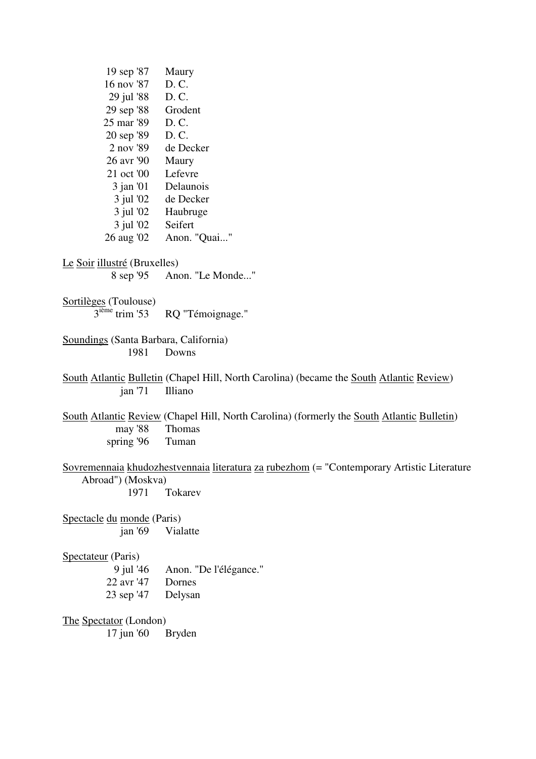19 sep '87 Maury
16 nov '87 D. C.
29 jul '88 D. C.
29 sep '88 Grodent
25 mar '89 D. C.
20 sep '89 D. C.
2 nov '89 de Decker
26 avr '90 Maury
21 oct '00 Lefevre
3 jan '01 Delaunois
3 jul '02 de Decker
3 jul '02 Haubruge
3 jul '02 Seifert
26 aug '02 Anon. "Quai..."

Le Soir illustré (Bruxelles)
8 sep '95 Anon. "Le Monde..."

Sortilèges (Toulouse)
3ième trim '53 RQ "Témoignage."

Soundings (Santa Barbara, California)
1981 Downs

South Atlantic Bulletin (Chapel Hill, North Carolina) (became the South Atlantic Review)
jan '71 Illiano

South Atlantic Review (Chapel Hill, North Carolina) (formerly the South Atlantic Bulletin)
may '88 Thomas
spring '96 Tuman

Sovremennaia khudozhestvennaia literatura za rubezhom (= "Contemporary Artistic Literature Abroad") (Moskva)
1971 Tokarev

Spectacle du monde (Paris)
jan '69 Vialatte

Spectateur (Paris)
9 jul '46 Anon. "De l'élégance."
22 avr '47 Dornes
23 sep '47 Delysan

The Spectator (London)
17 jun '60 Bryden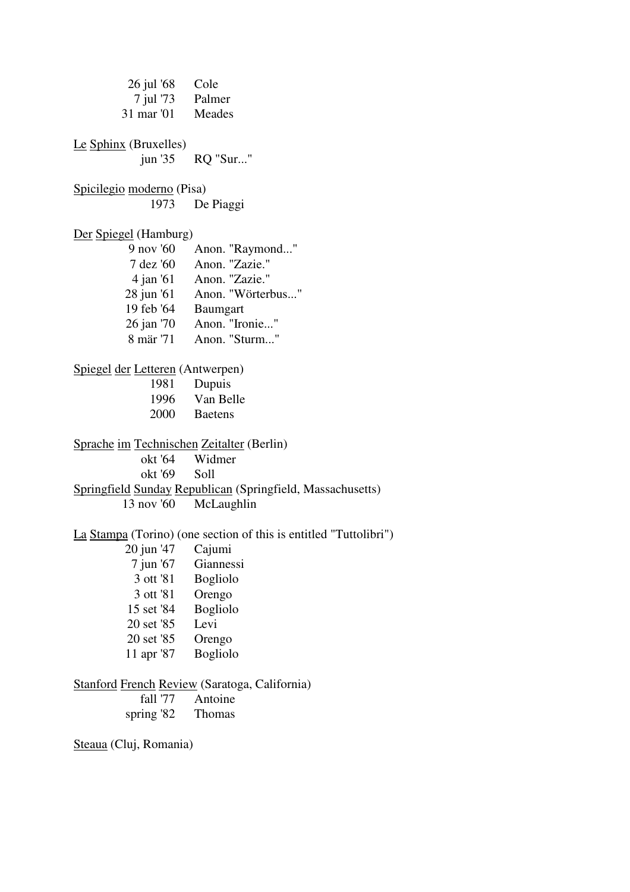26 jul '68 Cole
7 jul '73 Palmer
31 mar '01 Meades

<u>Le Sphinx</u> (Bruxelles)
jun '35 RQ "Sur..."

<u>Spicilegio moderno</u> (Pisa)
1973 De Piaggi

<u>Der Spiegel</u> (Hamburg)
9 nov '60 Anon. "Raymond..."
7 dez '60 Anon. "Zazie."
4 jan '61 Anon. "Zazie."
28 jun '61 Anon. "Wörterbus..."
19 feb '64 Baumgart
26 jan '70 Anon. "Ironie..."
8 mär '71 Anon. "Sturm..."

<u>Spiegel der Letteren</u> (Antwerpen)
1981 Dupuis
1996 Van Belle
2000 Baetens

<u>Sprache im Technischen Zeitalter</u> (Berlin)
okt '64 Widmer
okt '69 Soll

<u>Springfield Sunday Republican</u> (Springfield, Massachusetts)
13 nov '60 McLaughlin

<u>La Stampa</u> (Torino) (one section of this is entitled "Tuttolibri")
20 jun '47 Cajumi
7 jun '67 Giannessi
3 ott '81 Bogliolo
3 ott '81 Orengo
15 set '84 Bogliolo
20 set '85 Levi
20 set '85 Orengo
11 apr '87 Bogliolo

<u>Stanford French Review</u> (Saratoga, California)
fall '77 Antoine
spring '82 Thomas

<u>Steaua</u> (Cluj, Romania)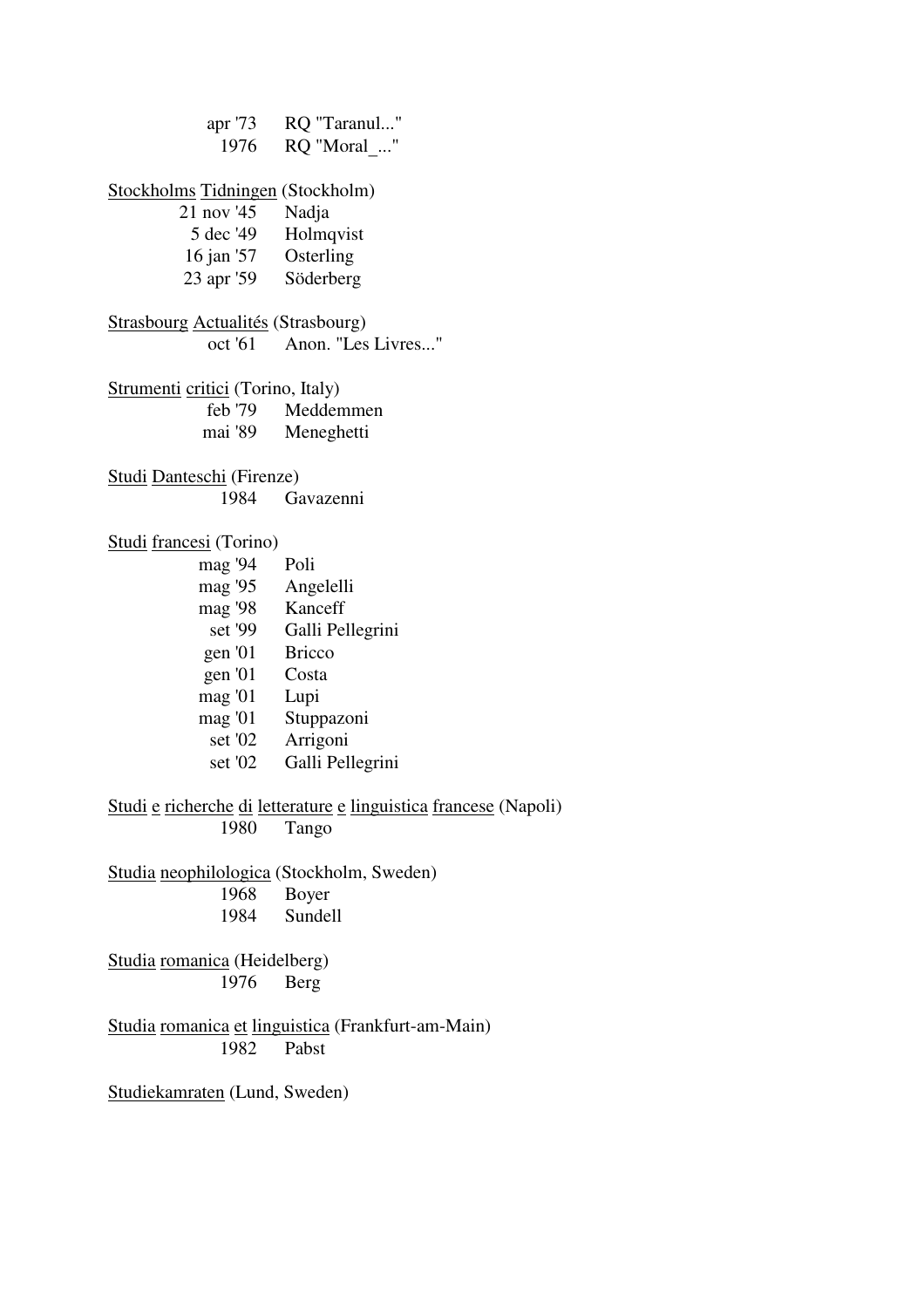apr '73 RQ "Taranul..."
1976 RQ "Moral_..."

Stockholms Tidningen (Stockholm)
21 nov '45 Nadja
5 dec '49 Holmqvist
16 jan '57 Osterling
23 apr '59 Söderberg

Strasbourg Actualités (Strasbourg)
oct '61 Anon. "Les Livres..."

Strumenti critici (Torino, Italy)
feb '79 Meddemmen
mai '89 Meneghetti

Studi Danteschi (Firenze)
1984 Gavazenni

Studi francesi (Torino)
mag '94 Poli
mag '95 Angelelli
mag '98 Kanceff
set '99 Galli Pellegrini
gen '01 Bricco
gen '01 Costa
mag '01 Lupi
mag '01 Stuppazoni
set '02 Arrigoni
set '02 Galli Pellegrini

Studi e richerche di letterature e linguistica francese (Napoli)
1980 Tango

Studia neophilologica (Stockholm, Sweden)
1968 Boyer
1984 Sundell

Studia romanica (Heidelberg)
1976 Berg

Studia romanica et linguistica (Frankfurt-am-Main)
1982 Pabst

Studiekamraten (Lund, Sweden)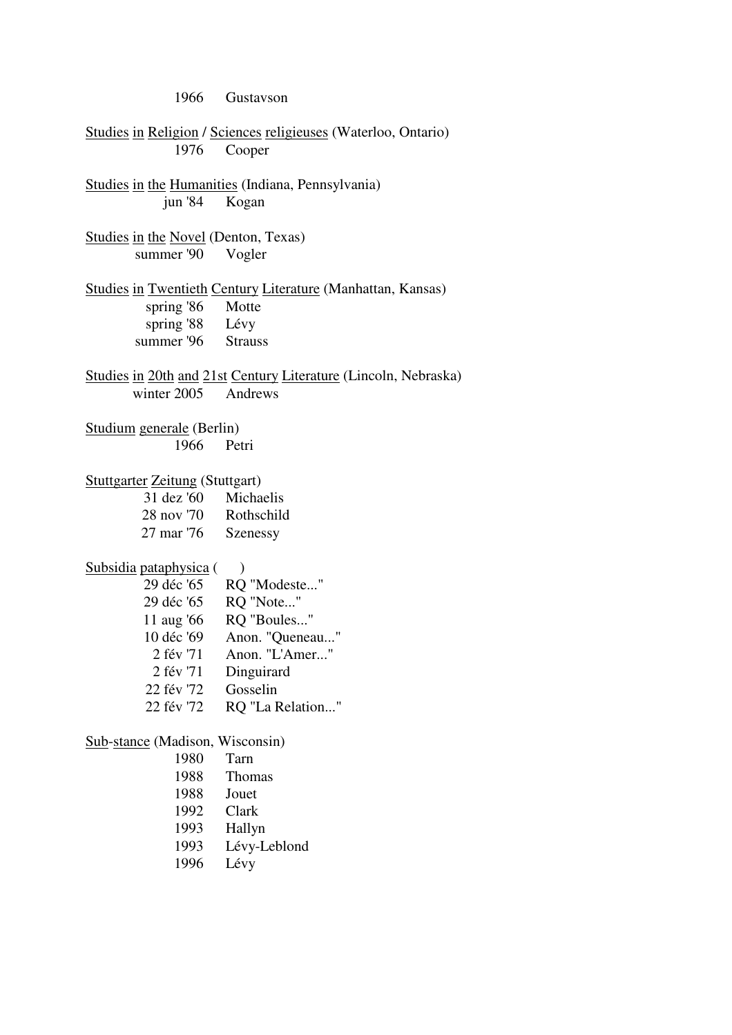1966 Gustavson

<u>Studies</u> <u>in</u> <u>Religion</u> / <u>Sciences</u> <u>religieuses</u> (Waterloo, Ontario)

1976 Cooper

<u>Studies</u> <u>in</u> <u>the</u> <u>Humanities</u> (Indiana, Pennsylvania)

jun '84 Kogan

<u>Studies</u> <u>in</u> <u>the</u> <u>Novel</u> (Denton, Texas)

summer '90 Vogler

<u>Studies</u> <u>in</u> <u>Twentieth</u> <u>Century</u> <u>Literature</u> (Manhattan, Kansas)

spring '86 Motte
spring '88 Lévy
summer '96 Strauss

<u>Studies</u> <u>in</u> <u>20th</u> <u>and</u> <u>21st</u> <u>Century</u> <u>Literature</u> (Lincoln, Nebraska)

winter 2005 Andrews

<u>Studium</u> <u>generale</u> (Berlin)

1966 Petri

<u>Stuttgarter</u> <u>Zeitung</u> (Stuttgart)

31 dez '60 Michaelis
28 nov '70 Rothschild
27 mar '76 Szenessy

<u>Subsidia</u> <u>pataphysica</u> ( )

29 déc '65 RQ "Modeste..."
29 déc '65 RQ "Note..."
11 aug '66 RQ "Boules..."
10 déc '69 Anon. "Queneau..."
2 fév '71 Anon. "L'Amer..."
2 fév '71 Dinguirard
22 fév '72 Gosselin
22 fév '72 RQ "La Relation..."

<u>Sub</u>-<u>stance</u> (Madison, Wisconsin)

1980 Tarn
1988 Thomas
1988 Jouet
1992 Clark
1993 Hallyn
1993 Lévy-Leblond
1996 Lévy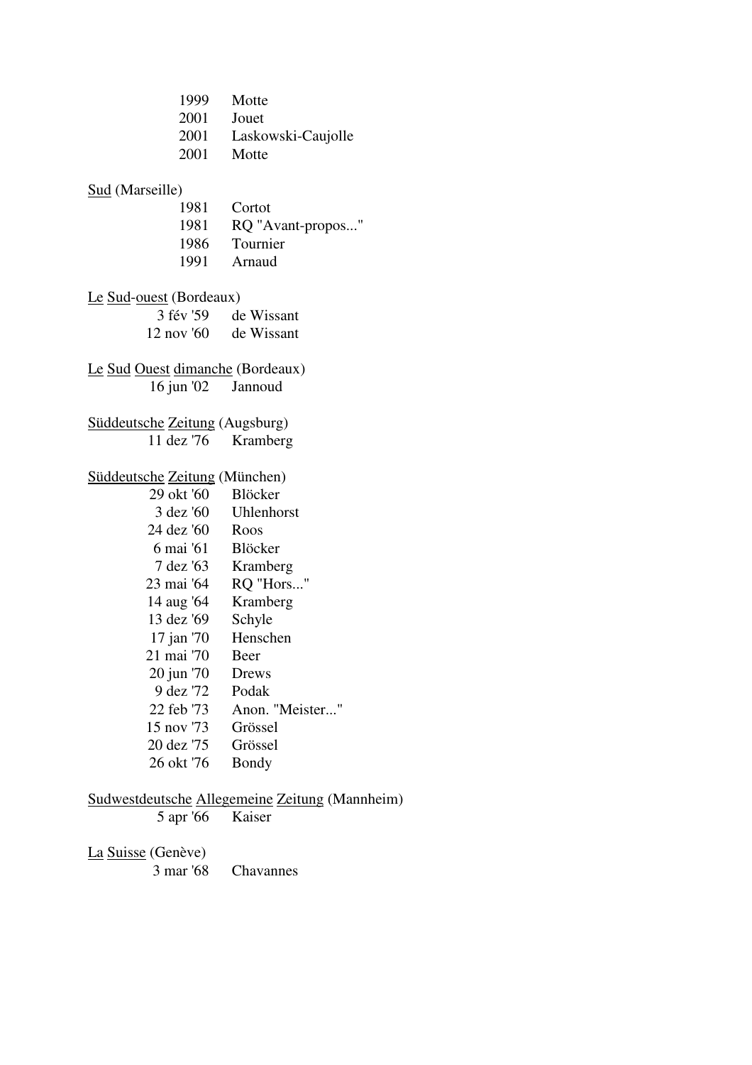1999 Motte
2001 Jouet
2001 Laskowski-Caujolle
2001 Motte

<u>Sud</u> (Marseille)

1981 Cortot
1981 RQ "Avant-propos..."
1986 Tournier
1991 Arnaud

<u>Le</u> <u>Sud</u>-<u>ouest</u> (Bordeaux)

3 fév '59 de Wissant
12 nov '60 de Wissant

<u>Le</u> <u>Sud</u> <u>Ouest</u> <u>dimanche</u> (Bordeaux)

16 jun '02 Jannoud

<u>Süddeutsche</u> <u>Zeitung</u> (Augsburg)

11 dez '76 Kramberg

<u>Süddeutsche</u> <u>Zeitung</u> (München)

29 okt '60 Blöcker
3 dez '60 Uhlenhorst
24 dez '60 Roos
6 mai '61 Blöcker
7 dez '63 Kramberg
23 mai '64 RQ "Hors..."
14 aug '64 Kramberg
13 dez '69 Schyle
17 jan '70 Henschen
21 mai '70 Beer
20 jun '70 Drews
9 dez '72 Podak
22 feb '73 Anon. "Meister..."
15 nov '73 Grössel
20 dez '75 Grössel
26 okt '76 Bondy

<u>Sudwestdeutsche</u> <u>Allegemeine</u> <u>Zeitung</u> (Mannheim)

5 apr '66 Kaiser

<u>La</u> <u>Suisse</u> (Genève)

3 mar '68 Chavannes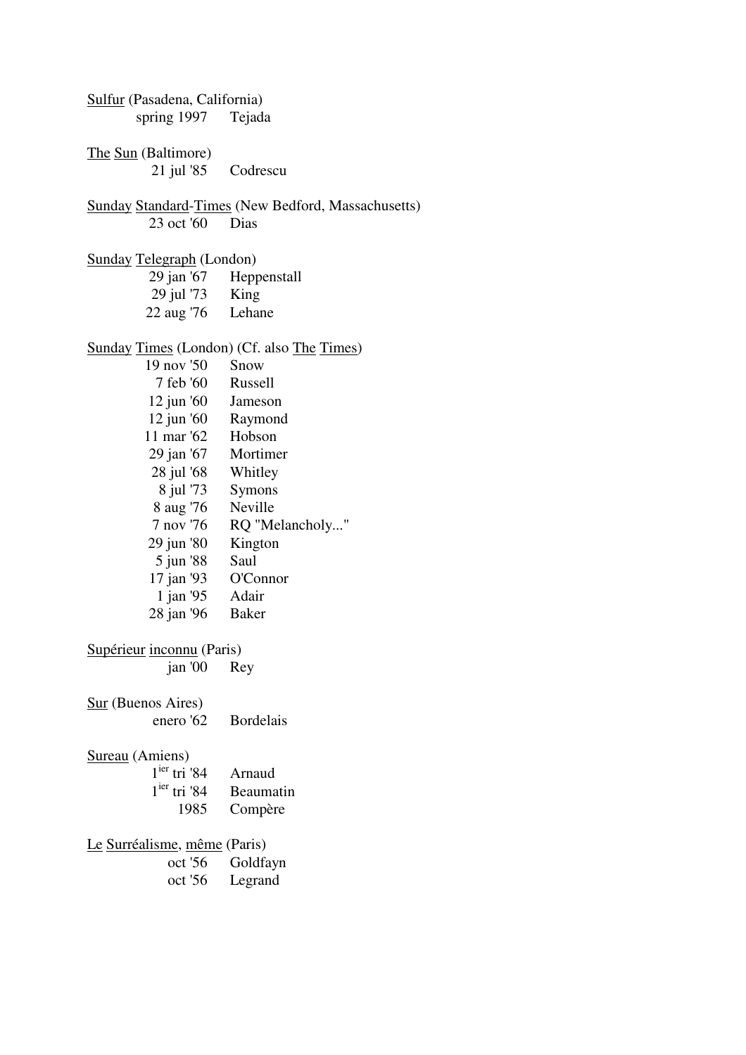Sulfur (Pasadena, California)
spring 1997 Tejada

The Sun (Baltimore)
21 jul '85 Codrescu

Sunday Standard-Times (New Bedford, Massachusetts)
23 oct '60 Dias

Sunday Telegraph (London)
29 jan '67 Heppenstall
29 jul '73 King
22 aug '76 Lehane

Sunday Times (London) (Cf. also The Times)
19 nov '50 Snow
7 feb '60 Russell
12 jun '60 Jameson
12 jun '60 Raymond
11 mar '62 Hobson
29 jan '67 Mortimer
28 jul '68 Whitley
8 jul '73 Symons
8 aug '76 Neville
7 nov '76 RQ "Melancholy..."
29 jun '80 Kington
5 jun '88 Saul
17 jan '93 O'Connor
1 jan '95 Adair
28 jan '96 Baker

Supérieur inconnu (Paris)
jan '00 Rey

Sur (Buenos Aires)
enero '62 Bordelais

Sureau (Amiens)
1ier tri '84 Arnaud
1ier tri '84 Beaumatin
1985 Compère

Le Surréalisme, même (Paris)
oct '56 Goldfayn
oct '56 Legrand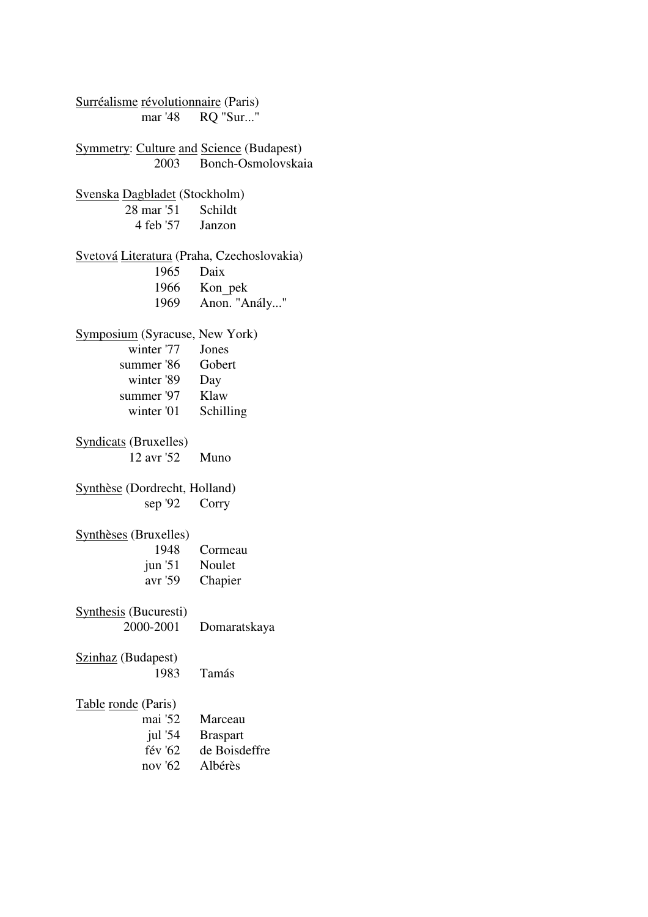<u>Surréalisme</u> <u>révolutionnaire</u> (Paris)

| | |
|---|---|
| mar '48 | RQ "Sur..." |

<u>Symmetry</u>: <u>Culture</u> <u>and</u> <u>Science</u> (Budapest)

| | |
|---|---|
| 2003 | Bonch-Osmolovskaia |

<u>Svenska</u> <u>Dagbladet</u> (Stockholm)

| | |
|---|---|
| 28 mar '51 | Schildt |
| 4 feb '57 | Janzon |

<u>Svetová</u> <u>Literatura</u> (Praha, Czechoslovakia)

| | |
|---|---|
| 1965 | Daix |
| 1966 | Kon_pek |
| 1969 | Anon. "Anály..." |

<u>Symposium</u> (Syracuse, New York)

| | |
|---|---|
| winter '77 | Jones |
| summer '86 | Gobert |
| winter '89 | Day |
| summer '97 | Klaw |
| winter '01 | Schilling |

<u>Syndicats</u> (Bruxelles)

| | |
|---|---|
| 12 avr '52 | Muno |

<u>Synthèse</u> (Dordrecht, Holland)

| | |
|---|---|
| sep '92 | Corry |

<u>Synthèses</u> (Bruxelles)

| | |
|---|---|
| 1948 | Cormeau |
| jun '51 | Noulet |
| avr '59 | Chapier |

<u>Synthesis</u> (Bucuresti)

| | |
|---|---|
| 2000-2001 | Domaratskaya |

<u>Szinhaz</u> (Budapest)

| | |
|---|---|
| 1983 | Tamás |

<u>Table</u> <u>ronde</u> (Paris)

| | |
|---|---|
| mai '52 | Marceau |
| jul '54 | Braspart |
| fév '62 | de Boisdeffre |
| nov '62 | Albérès |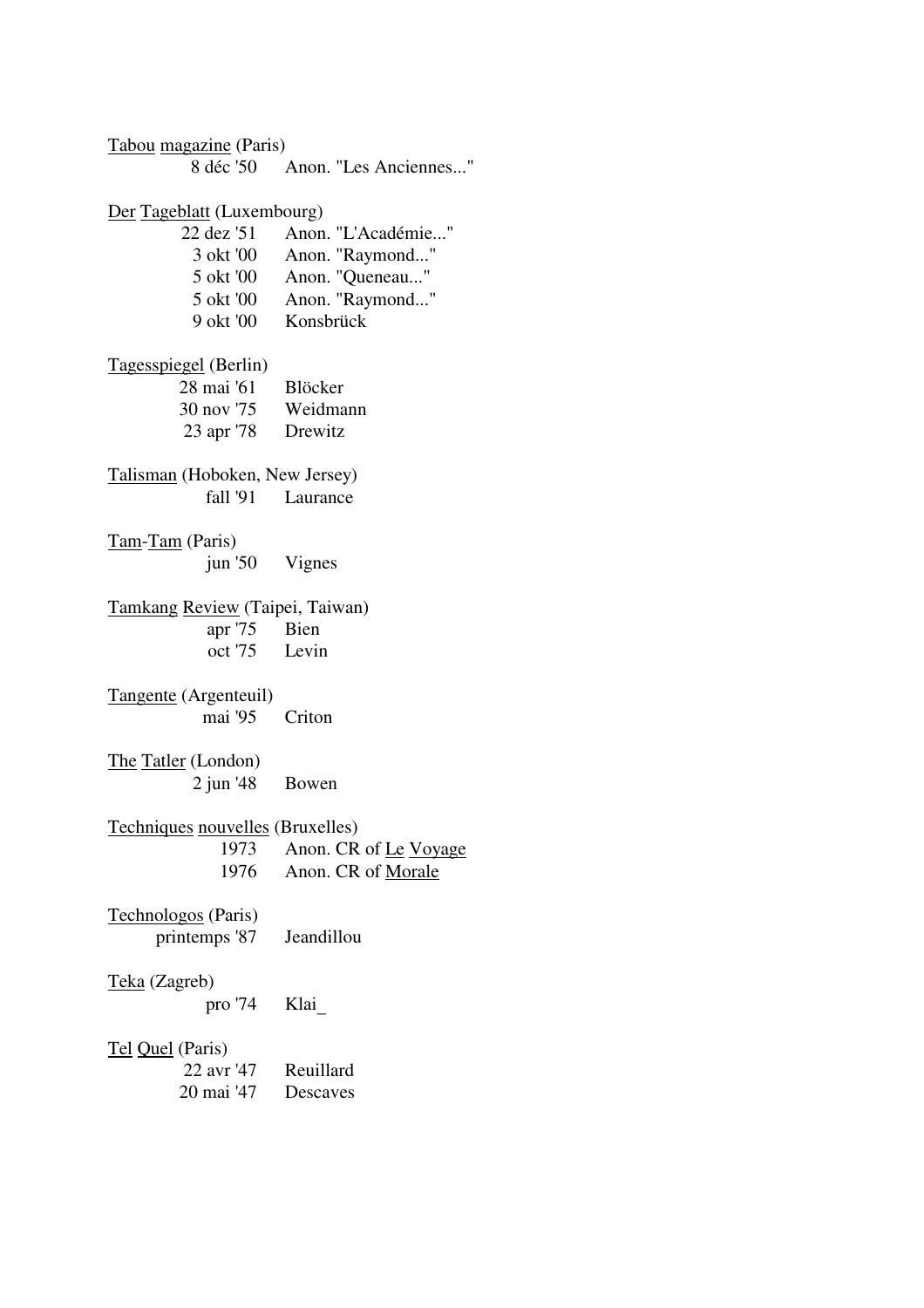Tabou magazine (Paris)

| | |
|---|---|
| 8 déc '50 | Anon. "Les Anciennes..." |

Der Tageblatt (Luxembourg)

| | |
|---|---|
| 22 dez '51 | Anon. "L'Académie..." |
| 3 okt '00 | Anon. "Raymond..." |
| 5 okt '00 | Anon. "Queneau..." |
| 5 okt '00 | Anon. "Raymond..." |
| 9 okt '00 | Konsbrück |

Tagesspiegel (Berlin)

| | |
|---|---|
| 28 mai '61 | Blöcker |
| 30 nov '75 | Weidmann |
| 23 apr '78 | Drewitz |

Talisman (Hoboken, New Jersey)

| | |
|---|---|
| fall '91 | Laurance |

Tam-Tam (Paris)

| | |
|---|---|
| jun '50 | Vignes |

Tamkang Review (Taipei, Taiwan)

| | |
|---|---|
| apr '75 | Bien |
| oct '75 | Levin |

Tangente (Argenteuil)

| | |
|---|---|
| mai '95 | Criton |

The Tatler (London)

| | |
|---|---|
| 2 jun '48 | Bowen |

Techniques nouvelles (Bruxelles)

| | |
|---|---|
| 1973 | Anon. CR of Le Voyage |
| 1976 | Anon. CR of Morale |

Technologos (Paris)

| | |
|---|---|
| printemps '87 | Jeandillou |

Teka (Zagreb)

| | |
|---|---|
| pro '74 | Klai_ |

Tel Quel (Paris)

| | |
|---|---|
| 22 avr '47 | Reuillard |
| 20 mai '47 | Descaves |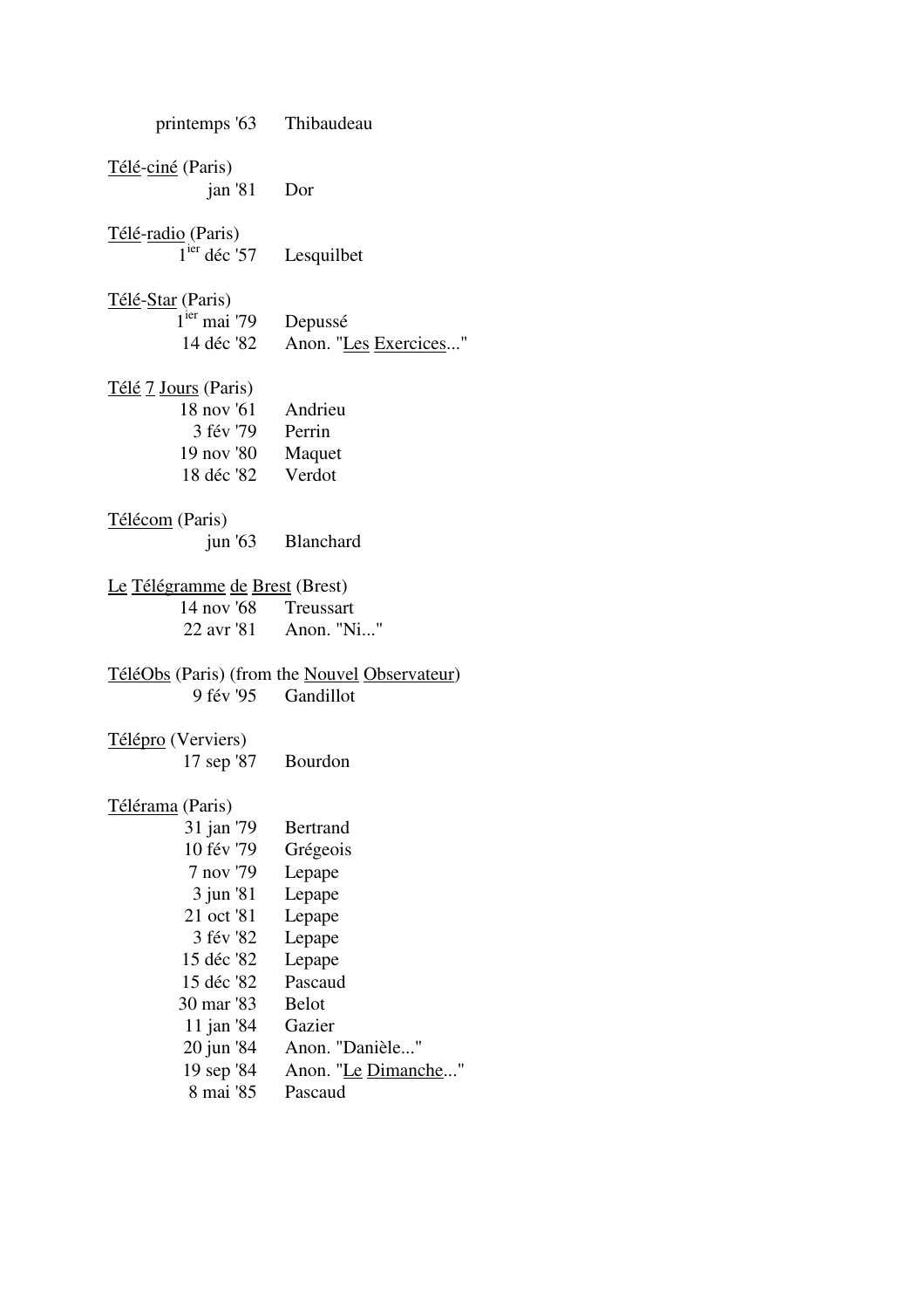printemps '63 Thibaudeau

Télé-ciné (Paris)
jan '81 Dor

Télé-radio (Paris)
1[ier] déc '57 Lesquilbet

Télé-Star (Paris)
1[ier] mai '79 Depussé
14 déc '82 Anon. "Les Exercices..."

Télé 7 Jours (Paris)
18 nov '61 Andrieu
3 fév '79 Perrin
19 nov '80 Maquet
18 déc '82 Verdot

Télécom (Paris)
jun '63 Blanchard

Le Télégramme de Brest (Brest)
14 nov '68 Treussart
22 avr '81 Anon. "Ni..."

TéléObs (Paris) (from the Nouvel Observateur)
9 fév '95 Gandillot

Télépro (Verviers)
17 sep '87 Bourdon

Télérama (Paris)
31 jan '79 Bertrand
10 fév '79 Grégeois
7 nov '79 Lepape
3 jun '81 Lepape
21 oct '81 Lepape
3 fév '82 Lepape
15 déc '82 Lepape
15 déc '82 Pascaud
30 mar '83 Belot
11 jan '84 Gazier
20 jun '84 Anon. "Danièle..."
19 sep '84 Anon. "Le Dimanche..."
8 mai '85 Pascaud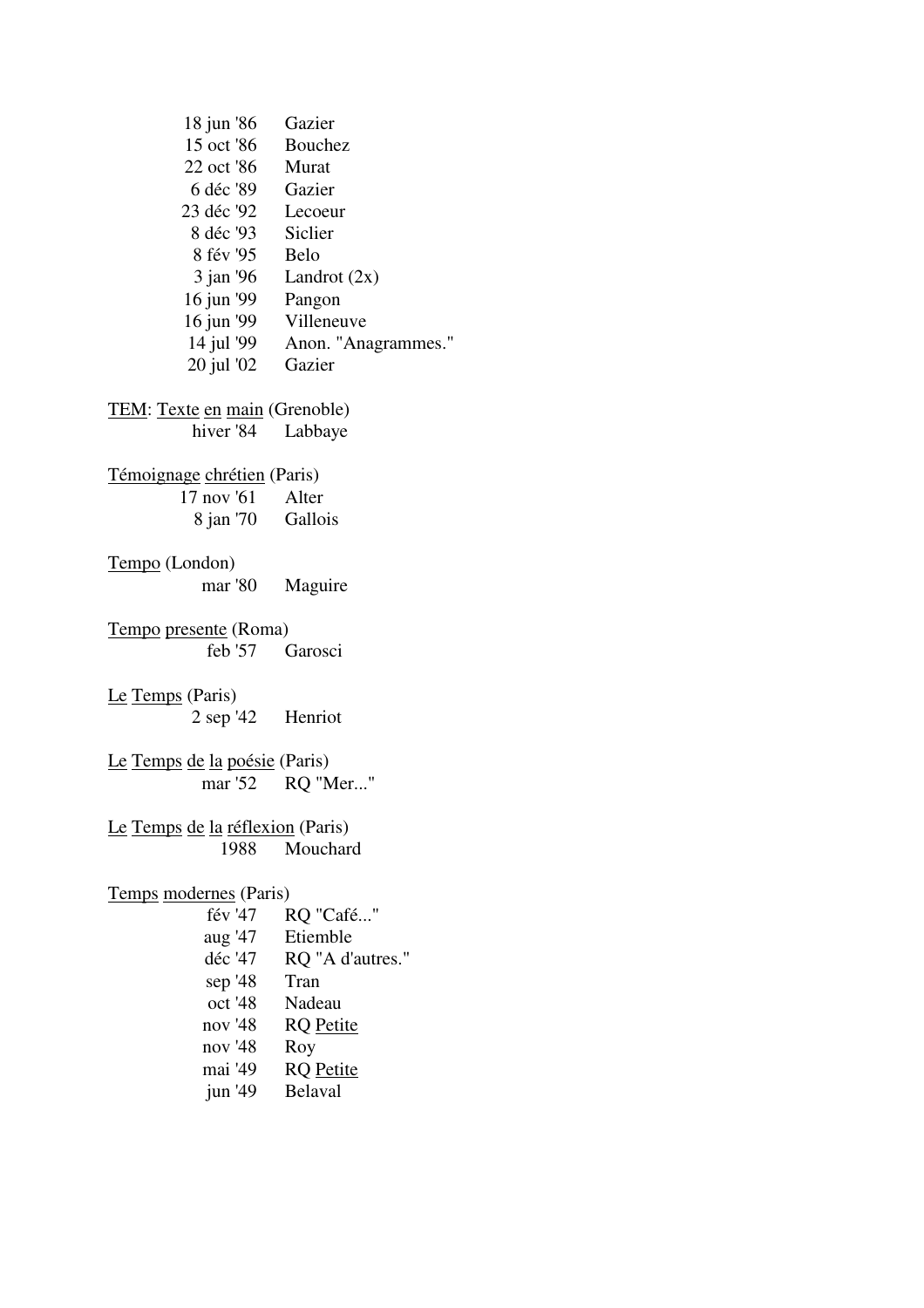18 jun '86 Gazier
15 oct '86 Bouchez
22 oct '86 Murat
6 déc '89 Gazier
23 déc '92 Lecoeur
8 déc '93 Siclier
8 fév '95 Belo
3 jan '96 Landrot (2x)
16 jun '99 Pangon
16 jun '99 Villeneuve
14 jul '99 Anon. "Anagrammes."
20 jul '02 Gazier

<u>TEM</u>: <u>Texte</u> <u>en</u> <u>main</u> (Grenoble)
hiver '84 Labbaye

<u>Témoignage</u> <u>chrétien</u> (Paris)
17 nov '61 Alter
8 jan '70 Gallois

<u>Tempo</u> (London)
mar '80 Maguire

<u>Tempo</u> <u>presente</u> (Roma)
feb '57 Garosci

<u>Le</u> <u>Temps</u> (Paris)
2 sep '42 Henriot

<u>Le</u> <u>Temps</u> <u>de</u> <u>la</u> <u>poésie</u> (Paris)
mar '52 RQ "Mer..."

<u>Le</u> <u>Temps</u> <u>de</u> <u>la</u> <u>réflexion</u> (Paris)
1988 Mouchard

<u>Temps</u> <u>modernes</u> (Paris)
fév '47 RQ "Café..."
aug '47 Etiemble
déc '47 RQ "A d'autres."
sep '48 Tran
oct '48 Nadeau
nov '48 RQ <u>Petite</u>
nov '48 Roy
mai '49 RQ <u>Petite</u>
jun '49 Belaval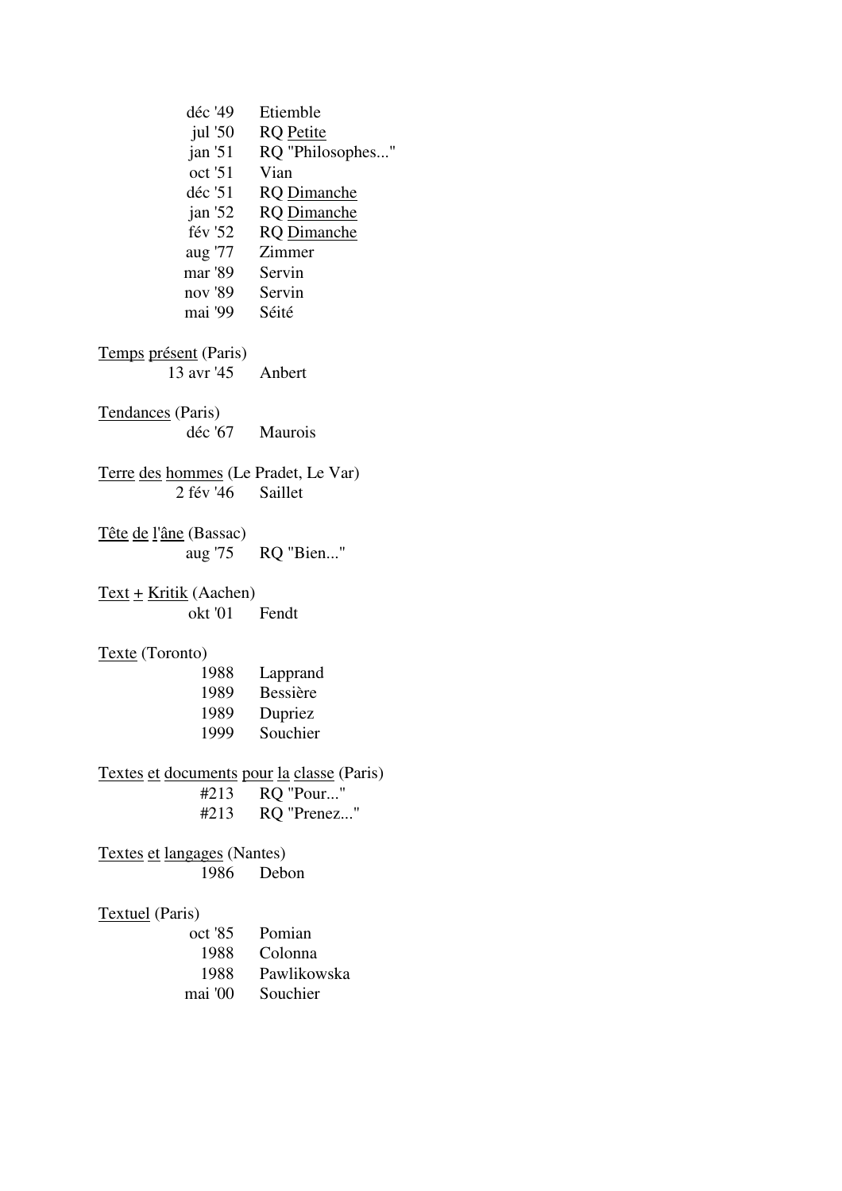déc '49 Etiemble
jul '50 RQ <u>Petite</u>
jan '51 RQ "Philosophes..."
oct '51 Vian
déc '51 RQ <u>Dimanche</u>
jan '52 RQ <u>Dimanche</u>
fév '52 RQ <u>Dimanche</u>
aug '77 Zimmer
mar '89 Servin
nov '89 Servin
mai '99 Séité

<u>Temps présent</u> (Paris)
13 avr '45 Anbert

<u>Tendances</u> (Paris)
déc '67 Maurois

<u>Terre des hommes</u> (Le Pradet, Le Var)
2 fév '46 Saillet

<u>Tête de l'âne</u> (Bassac)
aug '75 RQ "Bien..."

<u>Text + Kritik</u> (Aachen)
okt '01 Fendt

<u>Texte</u> (Toronto)
1988 Lapprand
1989 Bessière
1989 Dupriez
1999 Souchier

<u>Textes et documents pour la classe</u> (Paris)
#213 RQ "Pour..."
#213 RQ "Prenez..."

<u>Textes et langages</u> (Nantes)
1986 Debon

<u>Textuel</u> (Paris)
oct '85 Pomian
1988 Colonna
1988 Pawlikowska
mai '00 Souchier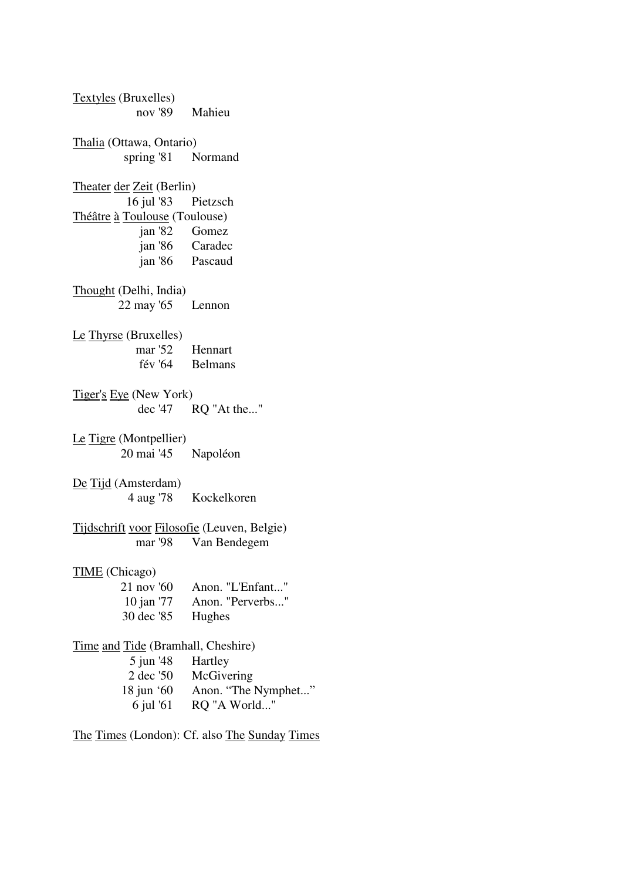<u>Textyles</u> (Bruxelles)
nov '89 Mahieu

<u>Thalia</u> (Ottawa, Ontario)
spring '81 Normand

<u>Theater der Zeit</u> (Berlin)
16 jul '83 Pietzsch

<u>Théâtre à Toulouse</u> (Toulouse)
jan '82 Gomez
jan '86 Caradec
jan '86 Pascaud

<u>Thought</u> (Delhi, India)
22 may '65 Lennon

<u>Le Thyrse</u> (Bruxelles)
mar '52 Hennart
fév '64 Belmans

<u>Tiger's Eye</u> (New York)
dec '47 RQ "At the..."

<u>Le Tigre</u> (Montpellier)
20 mai '45 Napoléon

<u>De Tijd</u> (Amsterdam)
4 aug '78 Kockelkoren

<u>Tijdschrift voor Filosofie</u> (Leuven, Belgie)
mar '98 Van Bendegem

<u>TIME</u> (Chicago)
21 nov '60 Anon. "L'Enfant..."
10 jan '77 Anon. "Perverbs..."
30 dec '85 Hughes

<u>Time and Tide</u> (Bramhall, Cheshire)
5 jun '48 Hartley
2 dec '50 McGivering
18 jun '60 Anon. "The Nymphet..."
6 jul '61 RQ "A World..."

<u>The Times</u> (London): Cf. also <u>The Sunday Times</u>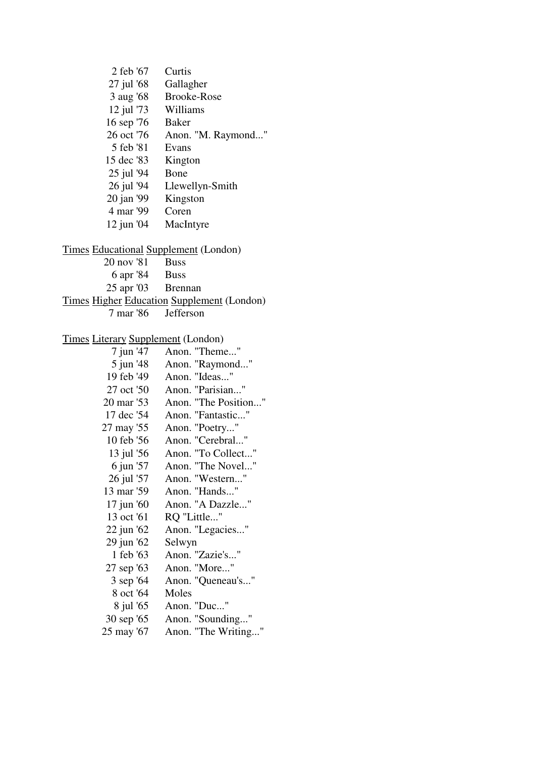| | |
|---|---|
| 2 feb '67 | Curtis |
| 27 jul '68 | Gallagher |
| 3 aug '68 | Brooke-Rose |
| 12 jul '73 | Williams |
| 16 sep '76 | Baker |
| 26 oct '76 | Anon. "M. Raymond..." |
| 5 feb '81 | Evans |
| 15 dec '83 | Kington |
| 25 jul '94 | Bone |
| 26 jul '94 | Llewellyn-Smith |
| 20 jan '99 | Kingston |
| 4 mar '99 | Coren |
| 12 jun '04 | MacIntyre |

<u>Times</u> <u>Educational</u> <u>Supplement</u> (London)

| | |
|---|---|
| 20 nov '81 | Buss |
| 6 apr '84 | Buss |
| 25 apr '03 | Brennan |

<u>Times</u> <u>Higher</u> <u>Education</u> <u>Supplement</u> (London)

| | |
|---|---|
| 7 mar '86 | Jefferson |

<u>Times</u> <u>Literary</u> <u>Supplement</u> (London)

| | |
|---|---|
| 7 jun '47 | Anon. "Theme..." |
| 5 jun '48 | Anon. "Raymond..." |
| 19 feb '49 | Anon. "Ideas..." |
| 27 oct '50 | Anon. "Parisian..." |
| 20 mar '53 | Anon. "The Position..." |
| 17 dec '54 | Anon. "Fantastic..." |
| 27 may '55 | Anon. "Poetry..." |
| 10 feb '56 | Anon. "Cerebral..." |
| 13 jul '56 | Anon. "To Collect..." |
| 6 jun '57 | Anon. "The Novel..." |
| 26 jul '57 | Anon. "Western..." |
| 13 mar '59 | Anon. "Hands..." |
| 17 jun '60 | Anon. "A Dazzle..." |
| 13 oct '61 | RQ "Little..." |
| 22 jun '62 | Anon. "Legacies..." |
| 29 jun '62 | Selwyn |
| 1 feb '63 | Anon. "Zazie's..." |
| 27 sep '63 | Anon. "More..." |
| 3 sep '64 | Anon. "Queneau's..." |
| 8 oct '64 | Moles |
| 8 jul '65 | Anon. "Duc..." |
| 30 sep '65 | Anon. "Sounding..." |
| 25 may '67 | Anon. "The Writing..." |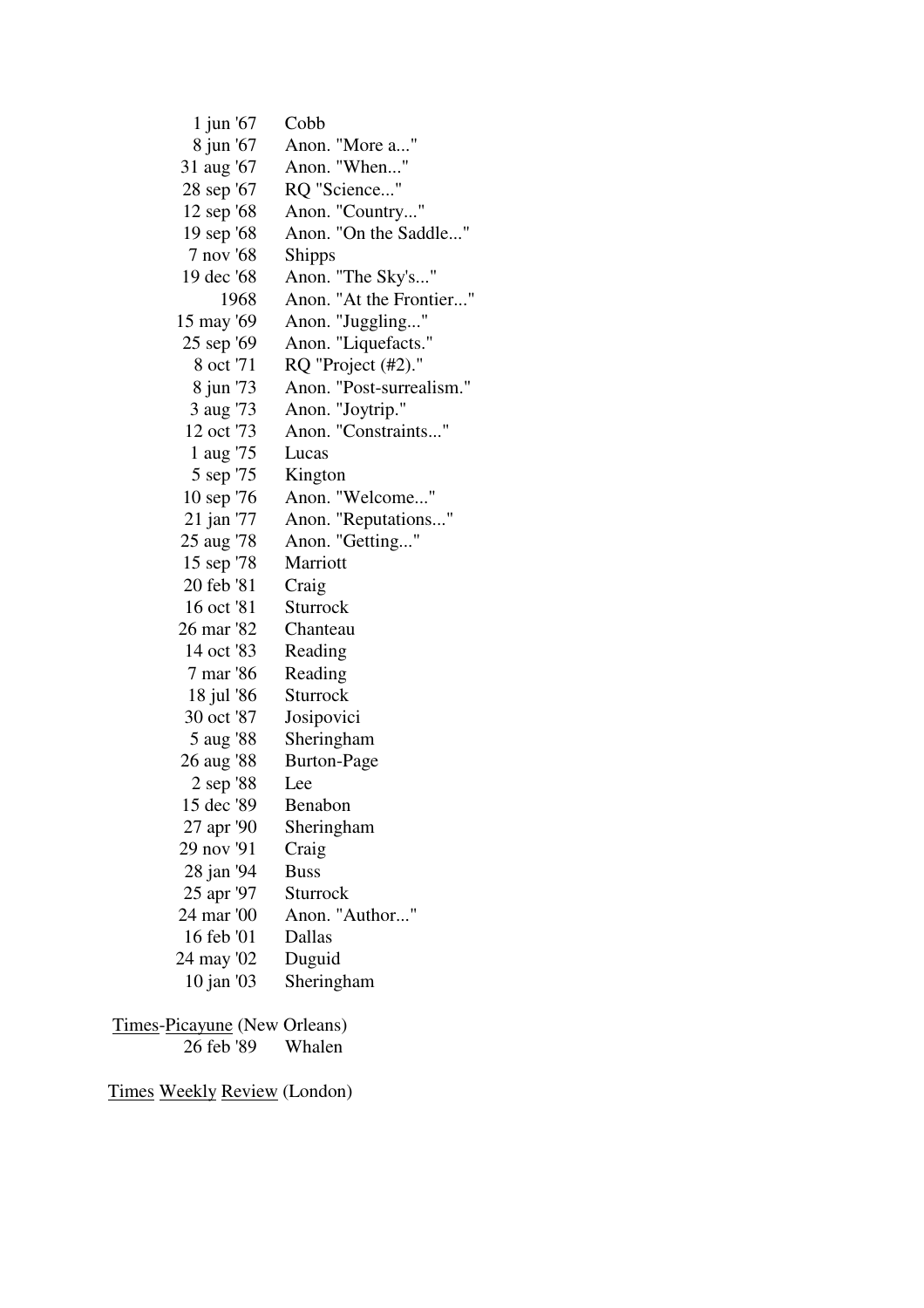| | |
|---|---|
| 1 jun '67 | Cobb |
| 8 jun '67 | Anon. "More a..." |
| 31 aug '67 | Anon. "When..." |
| 28 sep '67 | RQ "Science..." |
| 12 sep '68 | Anon. "Country..." |
| 19 sep '68 | Anon. "On the Saddle..." |
| 7 nov '68 | Shipps |
| 19 dec '68 | Anon. "The Sky's..." |
| 1968 | Anon. "At the Frontier..." |
| 15 may '69 | Anon. "Juggling..." |
| 25 sep '69 | Anon. "Liquefacts." |
| 8 oct '71 | RQ "Project (#2)." |
| 8 jun '73 | Anon. "Post-surrealism." |
| 3 aug '73 | Anon. "Joytrip." |
| 12 oct '73 | Anon. "Constraints..." |
| 1 aug '75 | Lucas |
| 5 sep '75 | Kington |
| 10 sep '76 | Anon. "Welcome..." |
| 21 jan '77 | Anon. "Reputations..." |
| 25 aug '78 | Anon. "Getting..." |
| 15 sep '78 | Marriott |
| 20 feb '81 | Craig |
| 16 oct '81 | Sturrock |
| 26 mar '82 | Chanteau |
| 14 oct '83 | Reading |
| 7 mar '86 | Reading |
| 18 jul '86 | Sturrock |
| 30 oct '87 | Josipovici |
| 5 aug '88 | Sheringham |
| 26 aug '88 | Burton-Page |
| 2 sep '88 | Lee |
| 15 dec '89 | Benabon |
| 27 apr '90 | Sheringham |
| 29 nov '91 | Craig |
| 28 jan '94 | Buss |
| 25 apr '97 | Sturrock |
| 24 mar '00 | Anon. "Author..." |
| 16 feb '01 | Dallas |
| 24 may '02 | Duguid |
| 10 jan '03 | Sheringham |

Times-Picayune (New Orleans)

| | |
|---|---|
| 26 feb '89 | Whalen |

Times Weekly Review (London)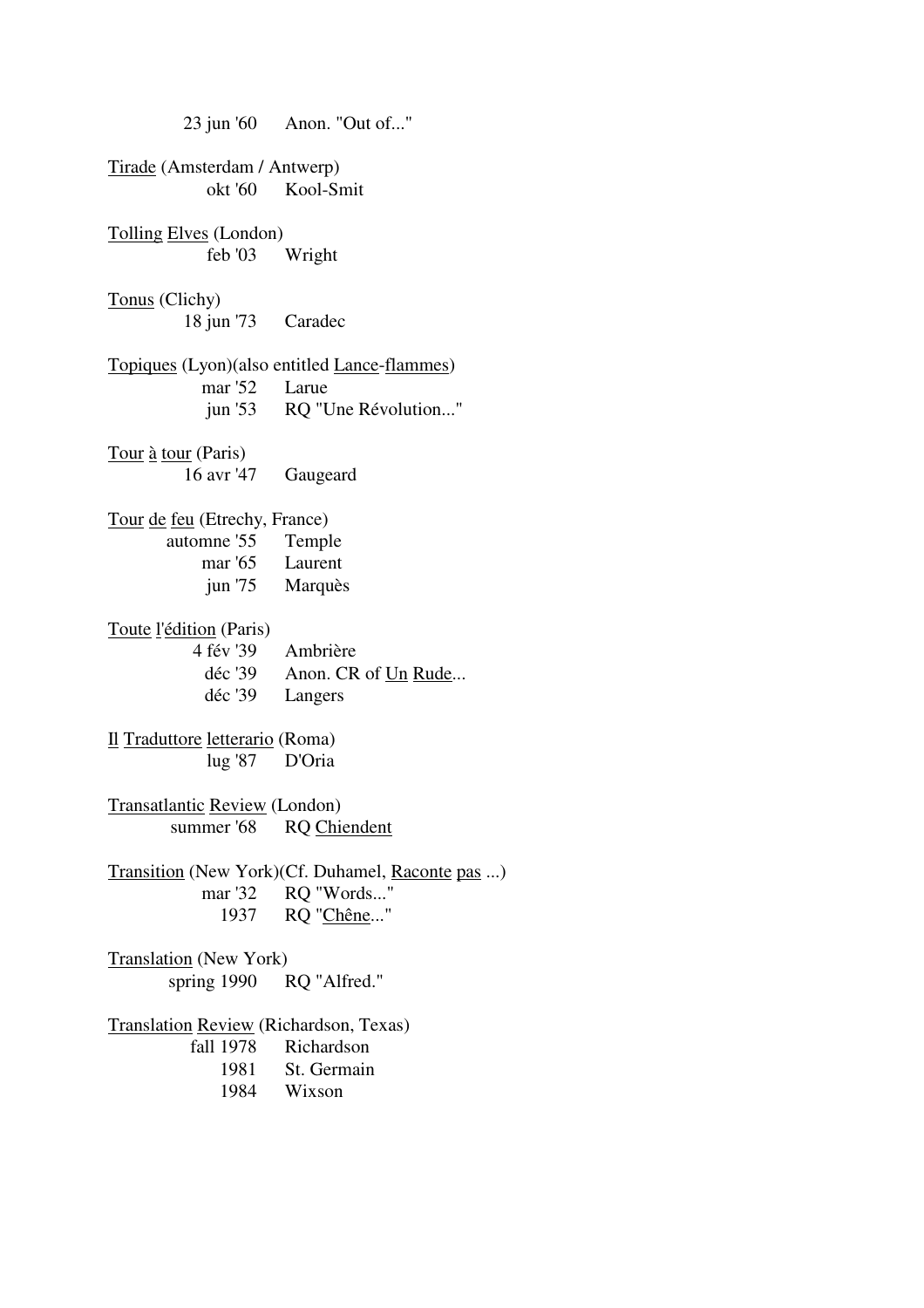23 jun '60 Anon. "Out of..."

Tirade (Amsterdam / Antwerp)
okt '60 Kool-Smit

Tolling Elves (London)
feb '03 Wright

Tonus (Clichy)
18 jun '73 Caradec

Topiques (Lyon)(also entitled Lance-flammes)
mar '52 Larue
jun '53 RQ "Une Révolution..."

Tour à tour (Paris)
16 avr '47 Gaugeard

Tour de feu (Etrechy, France)
automne '55 Temple
mar '65 Laurent
jun '75 Marquès

Toute l'édition (Paris)
4 fév '39 Ambrière
déc '39 Anon. CR of Un Rude...
déc '39 Langers

Il Traduttore letterario (Roma)
lug '87 D'Oria

Transatlantic Review (London)
summer '68 RQ Chiendent

Transition (New York)(Cf. Duhamel, Raconte pas ...)
mar '32 RQ "Words..."
1937 RQ "Chêne..."

Translation (New York)
spring 1990 RQ "Alfred."

Translation Review (Richardson, Texas)
fall 1978 Richardson
1981 St. Germain
1984 Wixson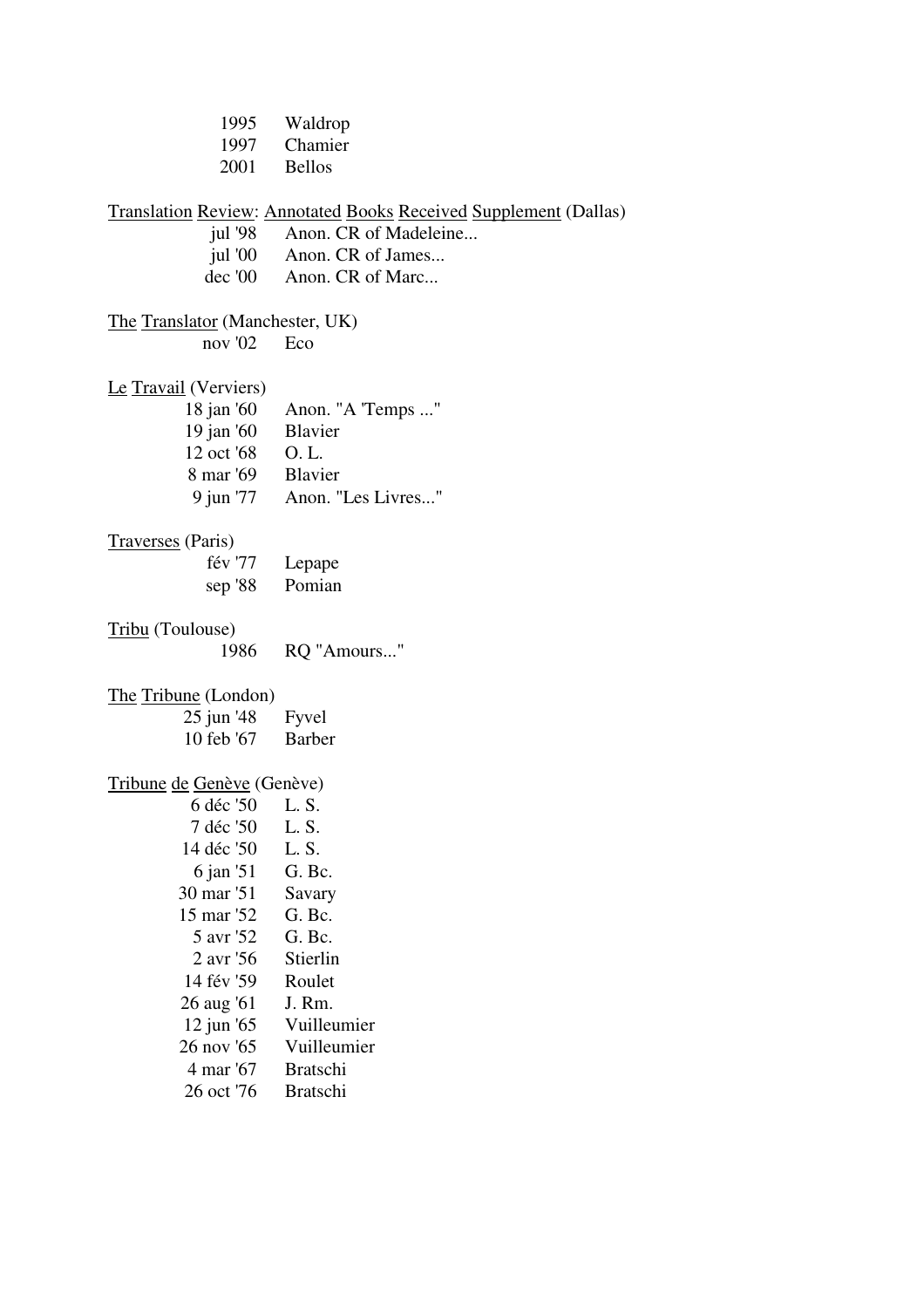1995 Waldrop
1997 Chamier
2001 Bellos

Translation Review: Annotated Books Received Supplement (Dallas)

jul '98 Anon. CR of Madeleine...
jul '00 Anon. CR of James...
dec '00 Anon. CR of Marc...

The Translator (Manchester, UK)

nov '02 Eco

Le Travail (Verviers)

18 jan '60 Anon. "A 'Temps ..."
19 jan '60 Blavier
12 oct '68 O. L.
8 mar '69 Blavier
9 jun '77 Anon. "Les Livres..."

Traverses (Paris)

fév '77 Lepape
sep '88 Pomian

Tribu (Toulouse)

1986 RQ "Amours..."

The Tribune (London)

25 jun '48 Fyvel
10 feb '67 Barber

Tribune de Genève (Genève)

6 déc '50 L. S.
7 déc '50 L. S.
14 déc '50 L. S.
6 jan '51 G. Bc.
30 mar '51 Savary
15 mar '52 G. Bc.
5 avr '52 G. Bc.
2 avr '56 Stierlin
14 fév '59 Roulet
26 aug '61 J. Rm.
12 jun '65 Vuilleumier
26 nov '65 Vuilleumier
4 mar '67 Bratschi
26 oct '76 Bratschi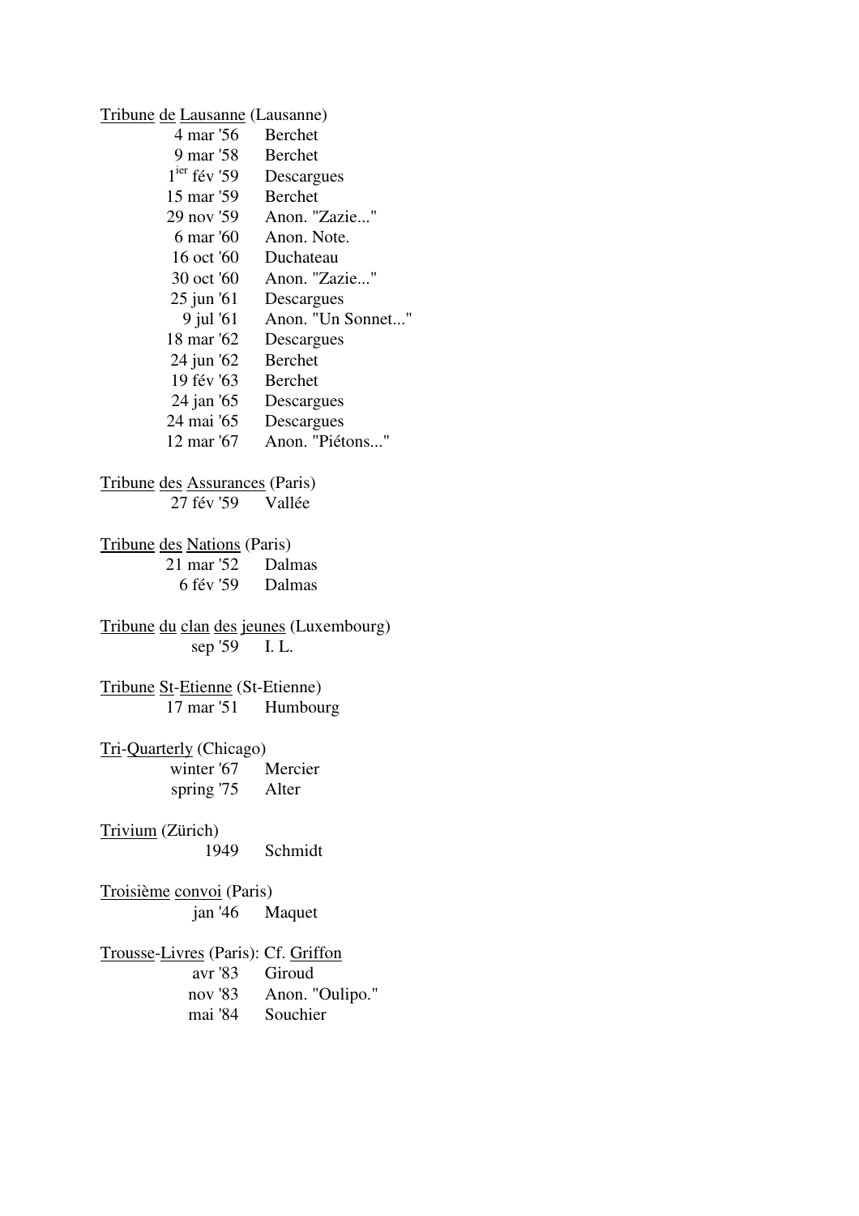Tribune de Lausanne (Lausanne)

| | |
|---|---|
| 4 mar '56 | Berchet |
| 9 mar '58 | Berchet |
| 1ier fév '59 | Descargues |
| 15 mar '59 | Berchet |
| 29 nov '59 | Anon. "Zazie..." |
| 6 mar '60 | Anon. Note. |
| 16 oct '60 | Duchateau |
| 30 oct '60 | Anon. "Zazie..." |
| 25 jun '61 | Descargues |
| 9 jul '61 | Anon. "Un Sonnet..." |
| 18 mar '62 | Descargues |
| 24 jun '62 | Berchet |
| 19 fév '63 | Berchet |
| 24 jan '65 | Descargues |
| 24 mai '65 | Descargues |
| 12 mar '67 | Anon. "Piétons..." |

Tribune des Assurances (Paris)

| | |
|---|---|
| 27 fév '59 | Vallée |

Tribune des Nations (Paris)

| | |
|---|---|
| 21 mar '52 | Dalmas |
| 6 fév '59 | Dalmas |

Tribune du clan des jeunes (Luxembourg)

| | |
|---|---|
| sep '59 | I. L. |

Tribune St-Etienne (St-Etienne)

| | |
|---|---|
| 17 mar '51 | Humbourg |

Tri-Quarterly (Chicago)

| | |
|---|---|
| winter '67 | Mercier |
| spring '75 | Alter |

Trivium (Zürich)

| | |
|---|---|
| 1949 | Schmidt |

Troisième convoi (Paris)

| | |
|---|---|
| jan '46 | Maquet |

Trousse-Livres (Paris): Cf. Griffon

| | |
|---|---|
| avr '83 | Giroud |
| nov '83 | Anon. "Oulipo." |
| mai '84 | Souchier |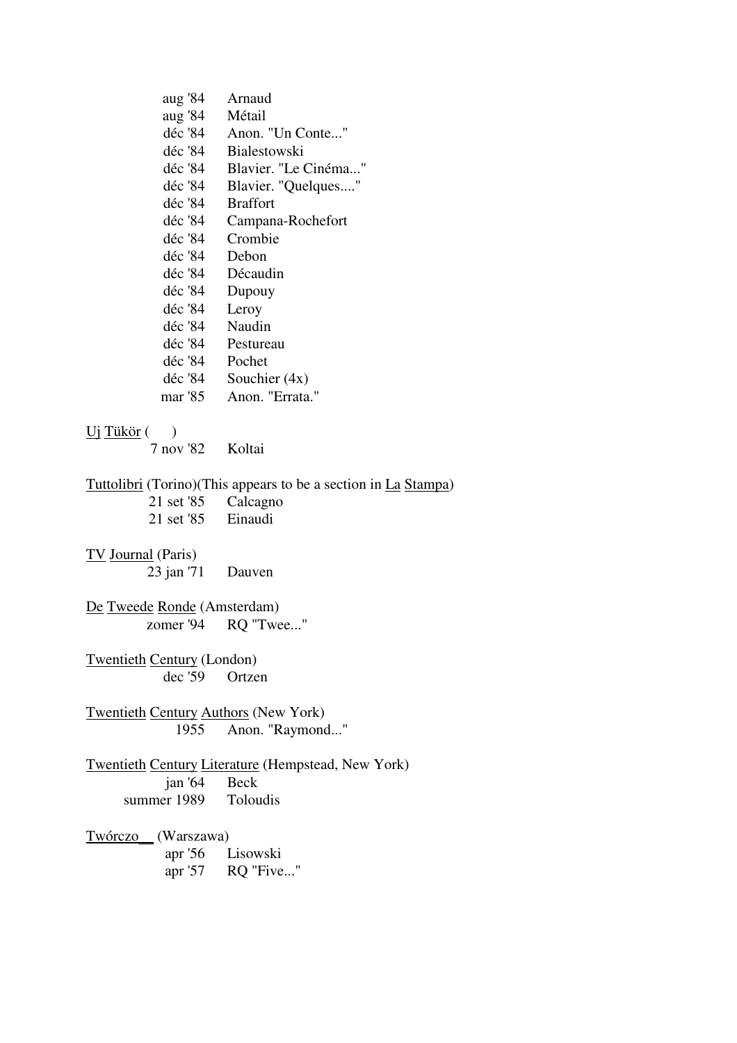aug '84 Arnaud
aug '84 Métail
déc '84 Anon. "Un Conte..."
déc '84 Bialestowski
déc '84 Blavier. "Le Cinéma..."
déc '84 Blavier. "Quelques...."
déc '84 Braffort
déc '84 Campana-Rochefort
déc '84 Crombie
déc '84 Debon
déc '84 Décaudin
déc '84 Dupouy
déc '84 Leroy
déc '84 Naudin
déc '84 Pestureau
déc '84 Pochet
déc '84 Souchier (4x)
mar '85 Anon. "Errata."

Uj Tükör ( )
7 nov '82 Koltai

Tuttolibri (Torino)(This appears to be a section in La Stampa)
21 set '85 Calcagno
21 set '85 Einaudi

TV Journal (Paris)
23 jan '71 Dauven

De Tweede Ronde (Amsterdam)
zomer '94 RQ "Twee..."

Twentieth Century (London)
dec '59 Ortzen

Twentieth Century Authors (New York)
1955 Anon. "Raymond..."

Twentieth Century Literature (Hempstead, New York)
jan '64 Beck
summer 1989 Toloudis

Twórczo__ (Warszawa)
apr '56 Lisowski
apr '57 RQ "Five..."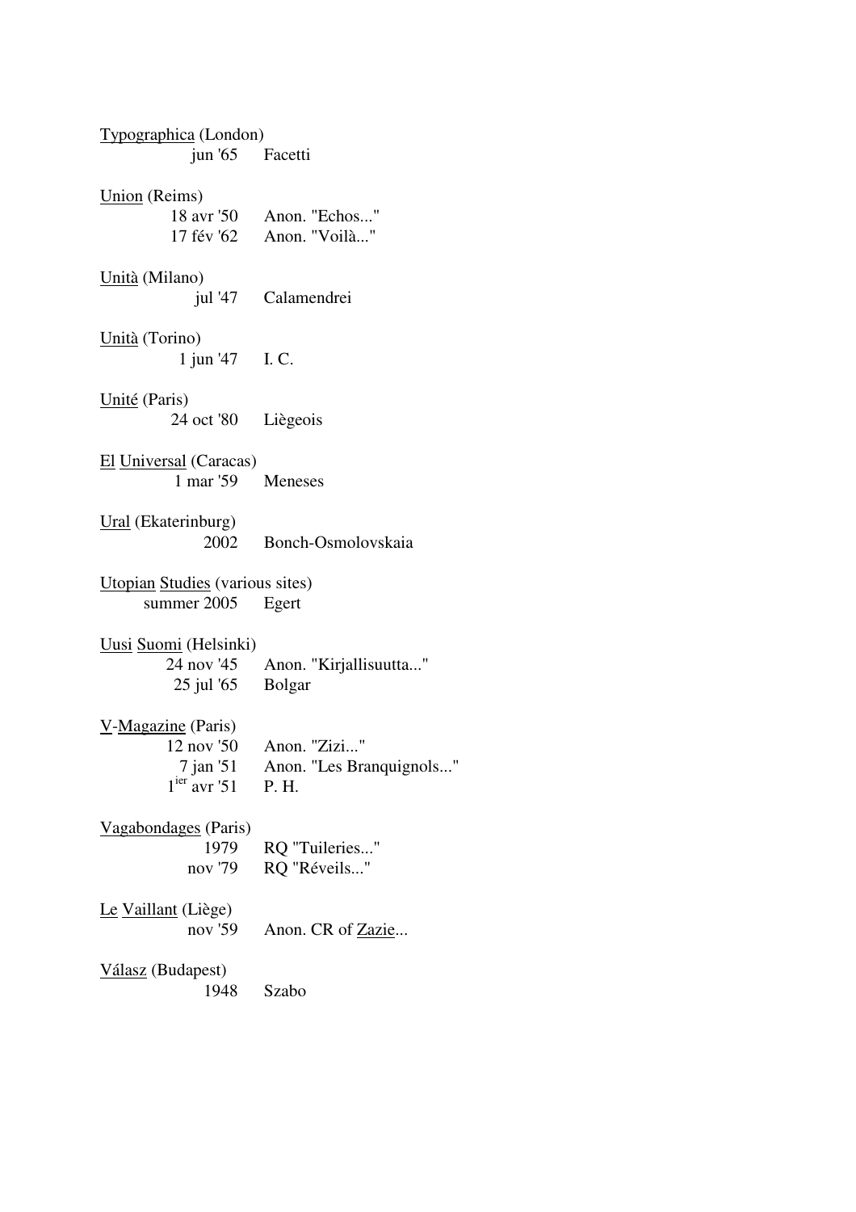<u>Typographica</u> (London)
jun '65 Facetti

<u>Union</u> (Reims)
18 avr '50 Anon. "Echos..."
17 fév '62 Anon. "Voilà..."

<u>Unità</u> (Milano)
jul '47 Calamendrei

<u>Unità</u> (Torino)
1 jun '47 I. C.

<u>Unité</u> (Paris)
24 oct '80 Liègeois

<u>El</u> <u>Universal</u> (Caracas)
1 mar '59 Meneses

<u>Ural</u> (Ekaterinburg)
2002 Bonch-Osmolovskaia

<u>Utopian</u> <u>Studies</u> (various sites)
summer 2005 Egert

<u>Uusi</u> <u>Suomi</u> (Helsinki)
24 nov '45 Anon. "Kirjallisuutta..."
25 jul '65 Bolgar

<u>V</u>-<u>Magazine</u> (Paris)
12 nov '50 Anon. "Zizi..."
7 jan '51 Anon. "Les Branquignols..."
1ier avr '51 P. H.

<u>Vagabondages</u> (Paris)
1979 RQ "Tuileries..."
nov '79 RQ "Réveils..."

<u>Le</u> <u>Vaillant</u> (Liège)
nov '59 Anon. CR of <u>Zazie</u>...

<u>Válasz</u> (Budapest)
1948 Szabo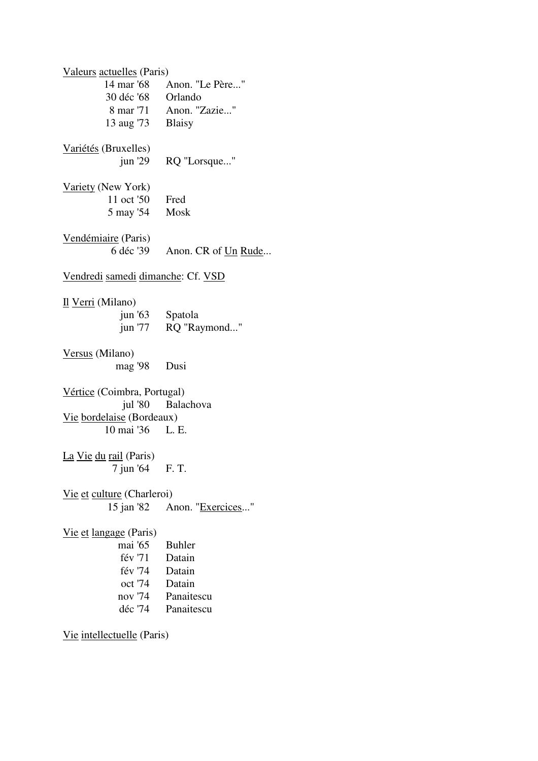Valeurs actuelles (Paris)

| | |
|---|---|
| 14 mar '68 | Anon. "Le Père..." |
| 30 déc '68 | Orlando |
| 8 mar '71 | Anon. "Zazie..." |
| 13 aug '73 | Blaisy |

Variétés (Bruxelles)

| | |
|---|---|
| jun '29 | RQ "Lorsque..." |

Variety (New York)

| | |
|---|---|
| 11 oct '50 | Fred |
| 5 may '54 | Mosk |

Vendémiaire (Paris)

| | |
|---|---|
| 6 déc '39 | Anon. CR of Un Rude... |

Vendredi samedi dimanche: Cf. VSD

Il Verri (Milano)

| | |
|---|---|
| jun '63 | Spatola |
| jun '77 | RQ "Raymond..." |

Versus (Milano)

| | |
|---|---|
| mag '98 | Dusi |

Vértice (Coimbra, Portugal)

| | |
|---|---|
| jul '80 | Balachova |

Vie bordelaise (Bordeaux)

| | |
|---|---|
| 10 mai '36 | L. E. |

La Vie du rail (Paris)

| | |
|---|---|
| 7 jun '64 | F. T. |

Vie et culture (Charleroi)

| | |
|---|---|
| 15 jan '82 | Anon. "Exercices..." |

Vie et langage (Paris)

| | |
|---|---|
| mai '65 | Buhler |
| fév '71 | Datain |
| fév '74 | Datain |
| oct '74 | Datain |
| nov '74 | Panaitescu |
| déc '74 | Panaitescu |

Vie intellectuelle (Paris)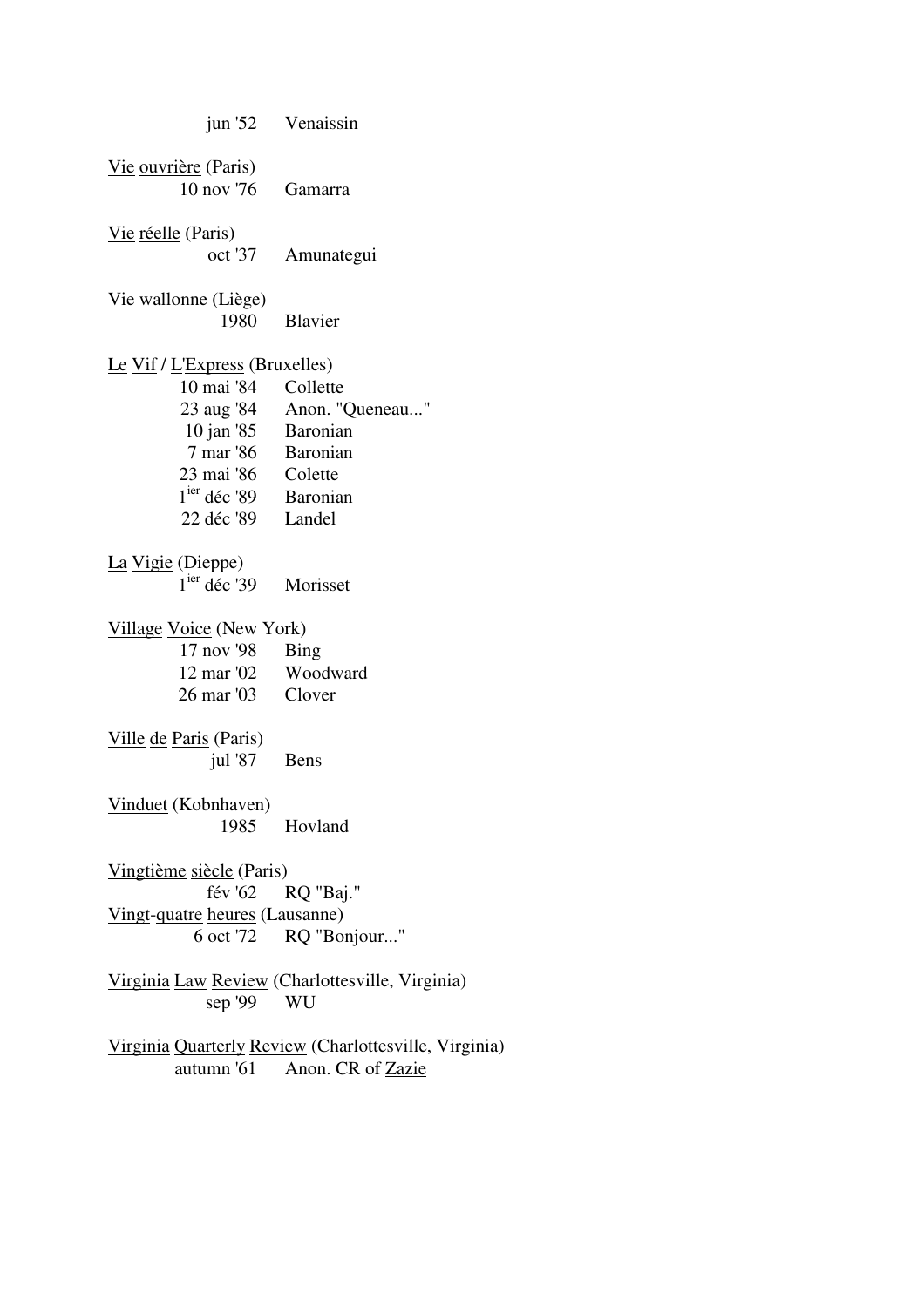jun '52 Venaissin

Vie ouvrière (Paris)
10 nov '76 Gamarra

Vie réelle (Paris)
oct '37 Amunategui

Vie wallonne (Liège)
1980 Blavier

Le Vif / L'Express (Bruxelles)
10 mai '84 Collette
23 aug '84 Anon. "Queneau..."
10 jan '85 Baronian
7 mar '86 Baronian
23 mai '86 Colette
1ier déc '89 Baronian
22 déc '89 Landel

La Vigie (Dieppe)
1ier déc '39 Morisset

Village Voice (New York)
17 nov '98 Bing
12 mar '02 Woodward
26 mar '03 Clover

Ville de Paris (Paris)
jul '87 Bens

Vinduet (Kobnhaven)
1985 Hovland

Vingtième siècle (Paris)
fév '62 RQ "Baj."

Vingt-quatre heures (Lausanne)
6 oct '72 RQ "Bonjour..."

Virginia Law Review (Charlottesville, Virginia)
sep '99 WU

Virginia Quarterly Review (Charlottesville, Virginia)
autumn '61 Anon. CR of Zazie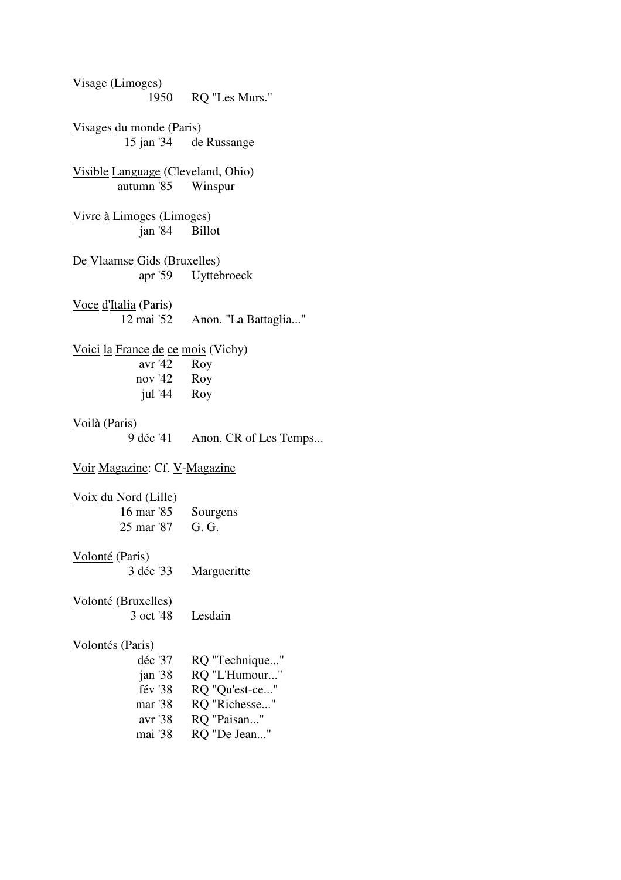Visage (Limoges)
1950 RQ "Les Murs."

Visages du monde (Paris)
15 jan '34 de Russange

Visible Language (Cleveland, Ohio)
autumn '85 Winspur

Vivre à Limoges (Limoges)
jan '84 Billot

De Vlaamse Gids (Bruxelles)
apr '59 Uyttebroeck

Voce d'Italia (Paris)
12 mai '52 Anon. "La Battaglia..."

Voici la France de ce mois (Vichy)
avr '42 Roy
nov '42 Roy
jul '44 Roy

Voilà (Paris)
9 déc '41 Anon. CR of Les Temps...

Voir Magazine: Cf. V-Magazine

Voix du Nord (Lille)
16 mar '85 Sourgens
25 mar '87 G. G.

Volonté (Paris)
3 déc '33 Margueritte

Volonté (Bruxelles)
3 oct '48 Lesdain

Volontés (Paris)
déc '37 RQ "Technique..."
jan '38 RQ "L'Humour..."
fév '38 RQ "Qu'est-ce..."
mar '38 RQ "Richesse..."
avr '38 RQ "Paisan..."
mai '38 RQ "De Jean..."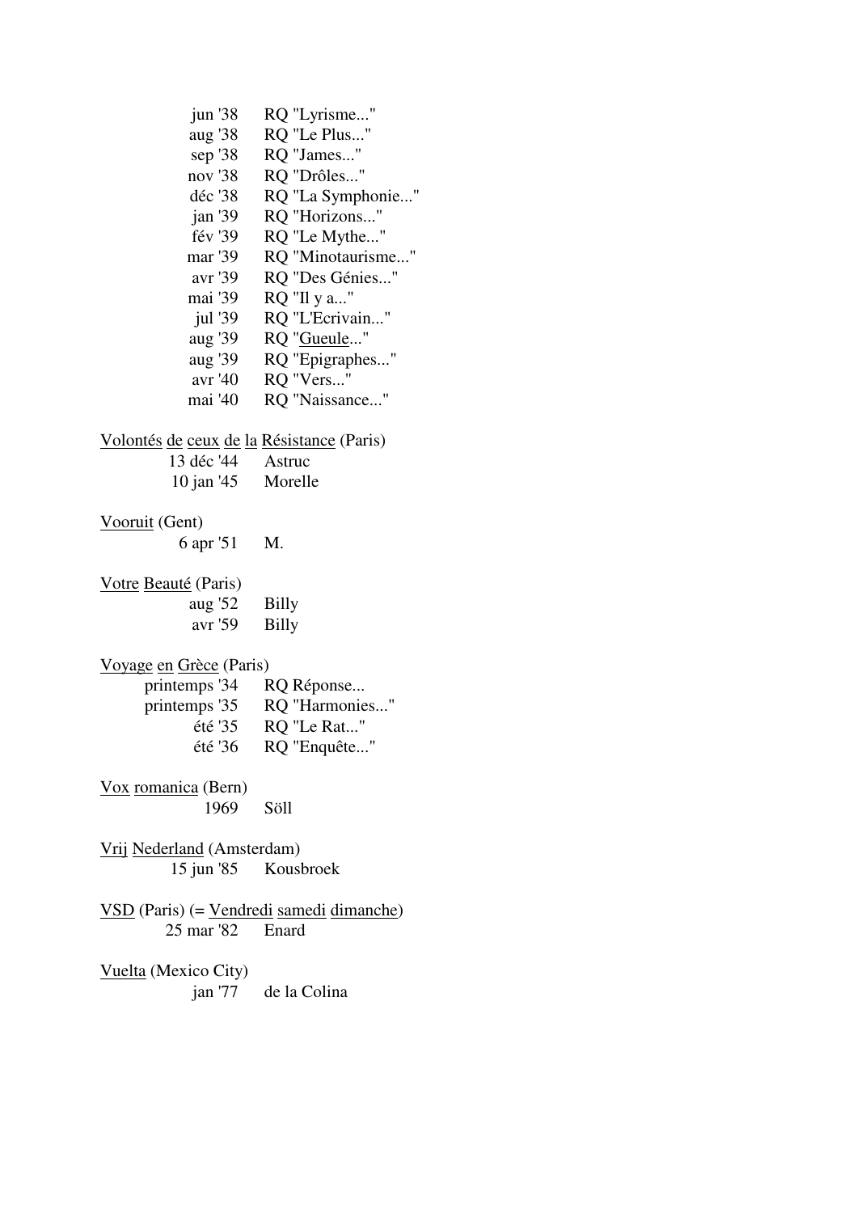jun '38 RQ "Lyrisme..."
aug '38 RQ "Le Plus..."
sep '38 RQ "James..."
nov '38 RQ "Drôles..."
déc '38 RQ "La Symphonie..."
jan '39 RQ "Horizons..."
fév '39 RQ "Le Mythe..."
mar '39 RQ "Minotaurisme..."
avr '39 RQ "Des Génies..."
mai '39 RQ "Il y a..."
jul '39 RQ "L'Ecrivain..."
aug '39 RQ "Gueule..."
aug '39 RQ "Epigraphes..."
avr '40 RQ "Vers..."
mai '40 RQ "Naissance..."

Volontés de ceux de la Résistance (Paris)
13 déc '44 Astruc
10 jan '45 Morelle

Vooruit (Gent)
6 apr '51 M.

Votre Beauté (Paris)
aug '52 Billy
avr '59 Billy

Voyage en Grèce (Paris)
printemps '34 RQ Réponse...
printemps '35 RQ "Harmonies..."
été '35 RQ "Le Rat..."
été '36 RQ "Enquête..."

Vox romanica (Bern)
1969 Söll

Vrij Nederland (Amsterdam)
15 jun '85 Kousbroek

VSD (Paris) (= Vendredi samedi dimanche)
25 mar '82 Enard

Vuelta (Mexico City)
jan '77 de la Colina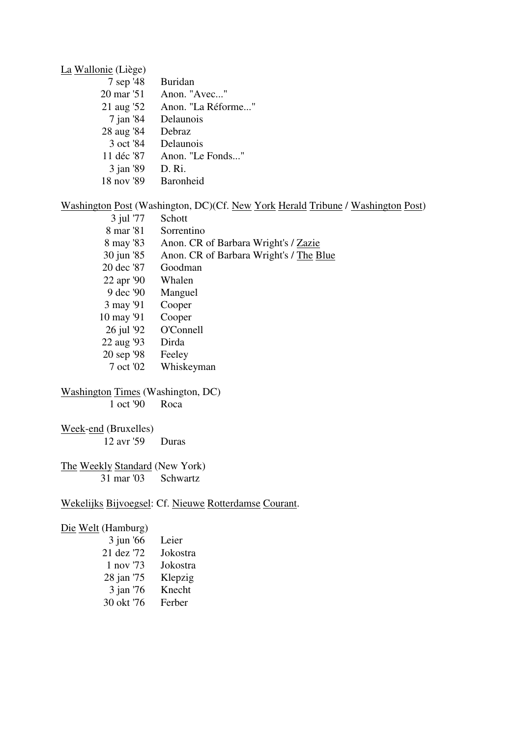<u>La</u> <u>Wallonie</u> (Liège)

| | |
|---|---|
| 7 sep '48 | Buridan |
| 20 mar '51 | Anon. "Avec..." |
| 21 aug '52 | Anon. "La Réforme..." |
| 7 jan '84 | Delaunois |
| 28 aug '84 | Debraz |
| 3 oct '84 | Delaunois |
| 11 déc '87 | Anon. "Le Fonds..." |
| 3 jan '89 | D. Ri. |
| 18 nov '89 | Baronheid |

<u>Washington</u> <u>Post</u> (Washington, DC)(Cf. <u>New</u> <u>York</u> <u>Herald</u> <u>Tribune</u> / <u>Washington</u> <u>Post</u>)

| | |
|---|---|
| 3 jul '77 | Schott |
| 8 mar '81 | Sorrentino |
| 8 may '83 | Anon. CR of Barbara Wright's / <u>Zazie</u> |
| 30 jun '85 | Anon. CR of Barbara Wright's / <u>The</u> <u>Blue</u> |
| 20 dec '87 | Goodman |
| 22 apr '90 | Whalen |
| 9 dec '90 | Manguel |
| 3 may '91 | Cooper |
| 10 may '91 | Cooper |
| 26 jul '92 | O'Connell |
| 22 aug '93 | Dirda |
| 20 sep '98 | Feeley |
| 7 oct '02 | Whiskeyman |

<u>Washington</u> <u>Times</u> (Washington, DC)

| | |
|---|---|
| 1 oct '90 | Roca |

<u>Week</u>-<u>end</u> (Bruxelles)

| | |
|---|---|
| 12 avr '59 | Duras |

<u>The</u> <u>Weekly</u> <u>Standard</u> (New York)

| | |
|---|---|
| 31 mar '03 | Schwartz |

<u>Wekelijks</u> <u>Bijvoegsel</u>: Cf. <u>Nieuwe</u> <u>Rotterdamse</u> <u>Courant</u>.

<u>Die</u> <u>Welt</u> (Hamburg)

| | |
|---|---|
| 3 jun '66 | Leier |
| 21 dez '72 | Jokostra |
| 1 nov '73 | Jokostra |
| 28 jan '75 | Klepzig |
| 3 jan '76 | Knecht |
| 30 okt '76 | Ferber |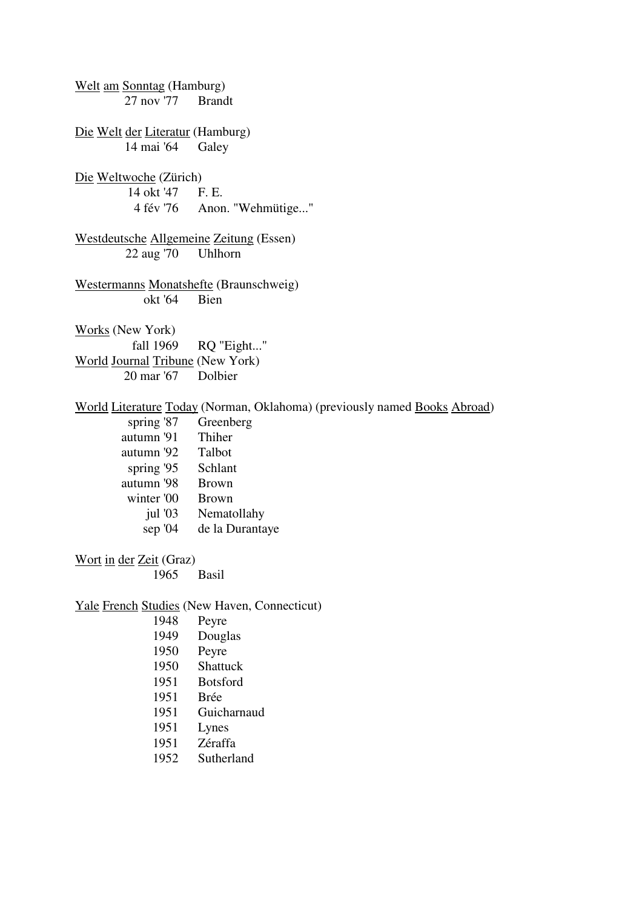Welt am Sonntag (Hamburg)
27 nov '77 Brandt

Die Welt der Literatur (Hamburg)
14 mai '64 Galey

Die Weltwoche (Zürich)
14 okt '47 F. E.
4 fév '76 Anon. "Wehmütige..."

Westdeutsche Allgemeine Zeitung (Essen)
22 aug '70 Uhlhorn

Westermanns Monatshefte (Braunschweig)
okt '64 Bien

Works (New York)
fall 1969 RQ "Eight..."

World Journal Tribune (New York)
20 mar '67 Dolbier

World Literature Today (Norman, Oklahoma) (previously named Books Abroad)
spring '87 Greenberg
autumn '91 Thiher
autumn '92 Talbot
spring '95 Schlant
autumn '98 Brown
winter '00 Brown
jul '03 Nematollahy
sep '04 de la Durantaye

Wort in der Zeit (Graz)
1965 Basil

Yale French Studies (New Haven, Connecticut)
1948 Peyre
1949 Douglas
1950 Peyre
1950 Shattuck
1951 Botsford
1951 Brée
1951 Guicharnaud
1951 Lynes
1951 Zéraffa
1952 Sutherland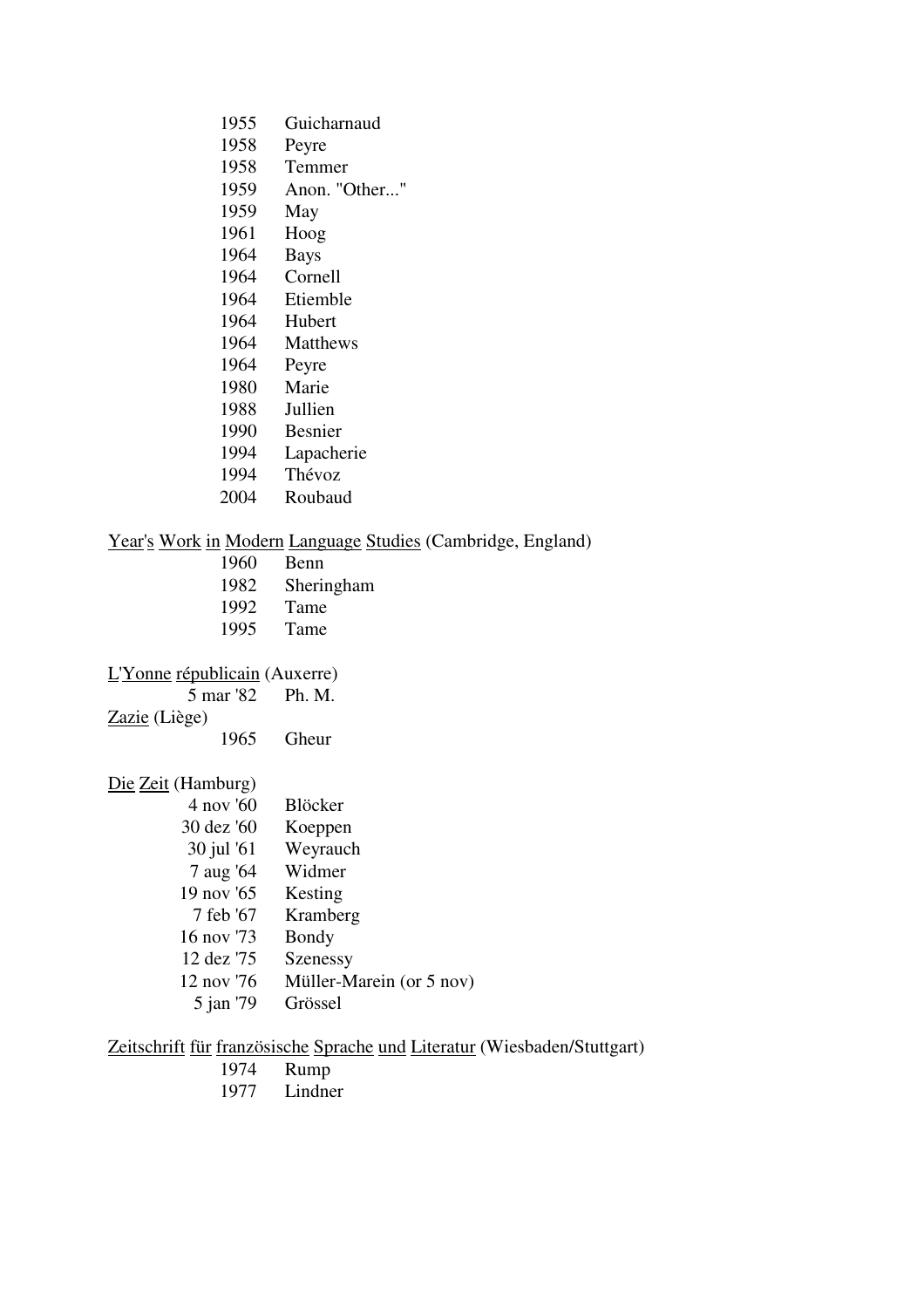1955 Guicharnaud
1958 Peyre
1958 Temmer
1959 Anon. "Other..."
1959 May
1961 Hoog
1964 Bays
1964 Cornell
1964 Etiemble
1964 Hubert
1964 Matthews
1964 Peyre
1980 Marie
1988 Jullien
1990 Besnier
1994 Lapacherie
1994 Thévoz
2004 Roubaud

Year's Work in Modern Language Studies (Cambridge, England)

1960 Benn
1982 Sheringham
1992 Tame
1995 Tame

L'Yonne républicain (Auxerre)

5 mar '82 Ph. M.

Zazie (Liège)

1965 Gheur

Die Zeit (Hamburg)

4 nov '60 Blöcker
30 dez '60 Koeppen
30 jul '61 Weyrauch
7 aug '64 Widmer
19 nov '65 Kesting
7 feb '67 Kramberg
16 nov '73 Bondy
12 dez '75 Szenessy
12 nov '76 Müller-Marein (or 5 nov)
5 jan '79 Grössel

Zeitschrift für französische Sprache und Literatur (Wiesbaden/Stuttgart)

1974 Rump
1977 Lindner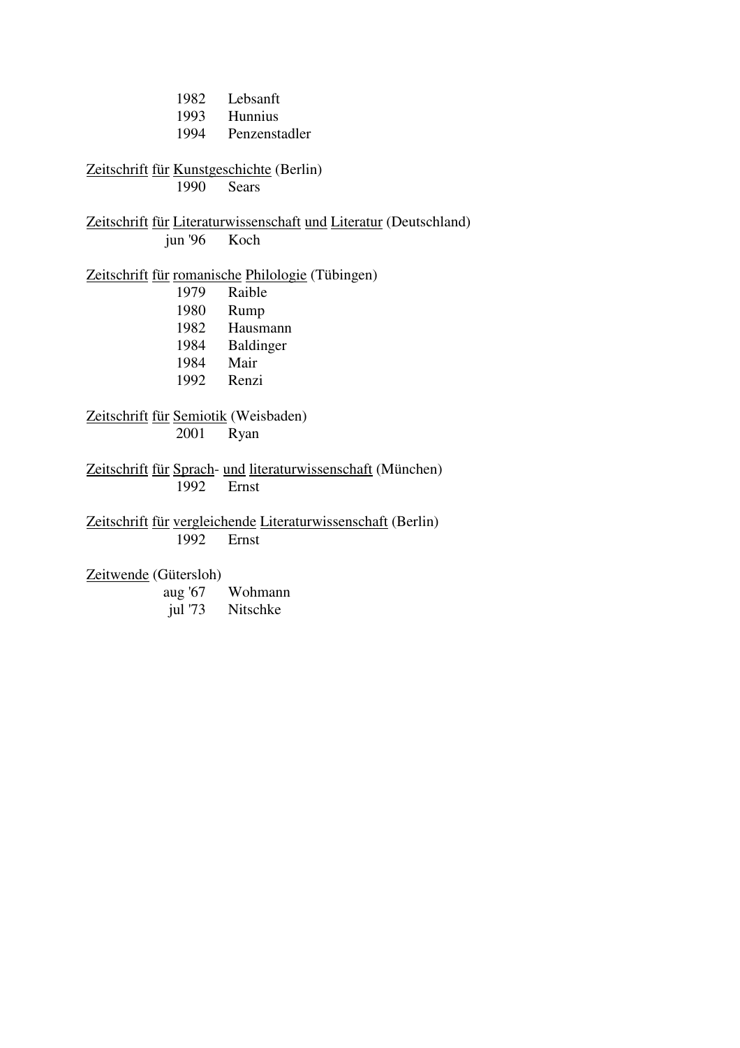1982 Lebsanft
1993 Hunnius
1994 Penzenstadler

Zeitschrift für Kunstgeschichte (Berlin)
1990 Sears

Zeitschrift für Literaturwissenschaft und Literatur (Deutschland)
jun '96 Koch

Zeitschrift für romanische Philologie (Tübingen)
1979 Raible
1980 Rump
1982 Hausmann
1984 Baldinger
1984 Mair
1992 Renzi

Zeitschrift für Semiotik (Weisbaden)
2001 Ryan

Zeitschrift für Sprach- und literaturwissenschaft (München)
1992 Ernst

Zeitschrift für vergleichende Literaturwissenschaft (Berlin)
1992 Ernst

Zeitwende (Gütersloh)
aug '67 Wohmann
jul '73 Nitschke